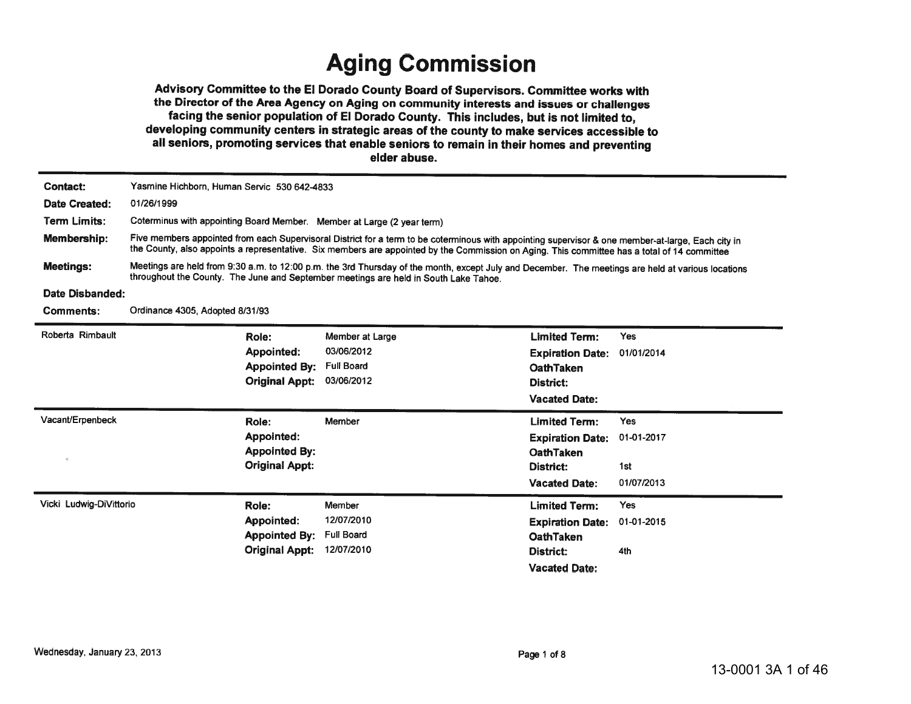# Aging Commission

**Advisory Committee to the El Dorado County Board of Supervisors. Committee works with the Director of the Area Agency on Aging on community interests and issues or challenges facing the senior population of El Dorado County. This includes, but is not limited to, developing community centers in strategic areas of the county to make services accessible to all seniors, promoting services that enable seniors to remain in their homes and preventing elder abuse.**

---

**Contact:** Yasmine Hichborn, Human Servic 530 642-4833

**Date Created:** 01/26/1999

**Term Limits:** Coterminus with appointing Board Member. Member at Large (2 year term)

**Membership:** Five members appointed from each Supervisoral District for a term to be coterminous with appointing supervisor & one member-at-large, Each city in the County, also appoints a representative. Six members are appointed by the Commission on Aging. This committee has a total of 14 committee

**Meetings:** Meetings are held from 9:30 a.m. to 12:00 p.m. the 3rd Thursday of the month, except July and December. The meetings are held at various locations throughout the County. The June and September meetings are held in South Lake Tahoe.

**Date Disbanded:**

**Comments:** Ordinance 4305, Adopted 8/31/93

---

**Roberta Rimbault**

| | | | |
|---|---|---|---|
| **Role:** | Member at Large | **Limited Term:** | Yes |
| **Appointed:** | 03/06/2012 | **Expiration Date:** | 01/01/2014 |
| **Appointed By:** | Full Board | **OathTaken** | |
| **Original Appt:** | 03/06/2012 | **District:** | |
| | | **Vacated Date:** | |

---

**Vacant/Erpenbeck**

| | | | |
|---|---|---|---|
| **Role:** | Member | **Limited Term:** | Yes |
| **Appointed:** | | **Expiration Date:** | 01-01-2017 |
| **Appointed By:** | | **OathTaken** | |
| **Original Appt:** | | **District:** | 1st |
| | | **Vacated Date:** | 01/07/2013 |

---

**Vicki Ludwig-DiVittorio**

| | | | |
|---|---|---|---|
| **Role:** | Member | **Limited Term:** | Yes |
| **Appointed:** | 12/07/2010 | **Expiration Date:** | 01-01-2015 |
| **Appointed By:** | Full Board | **OathTaken** | |
| **Original Appt:** | 12/07/2010 | **District:** | 4th |
| | | **Vacated Date:** | |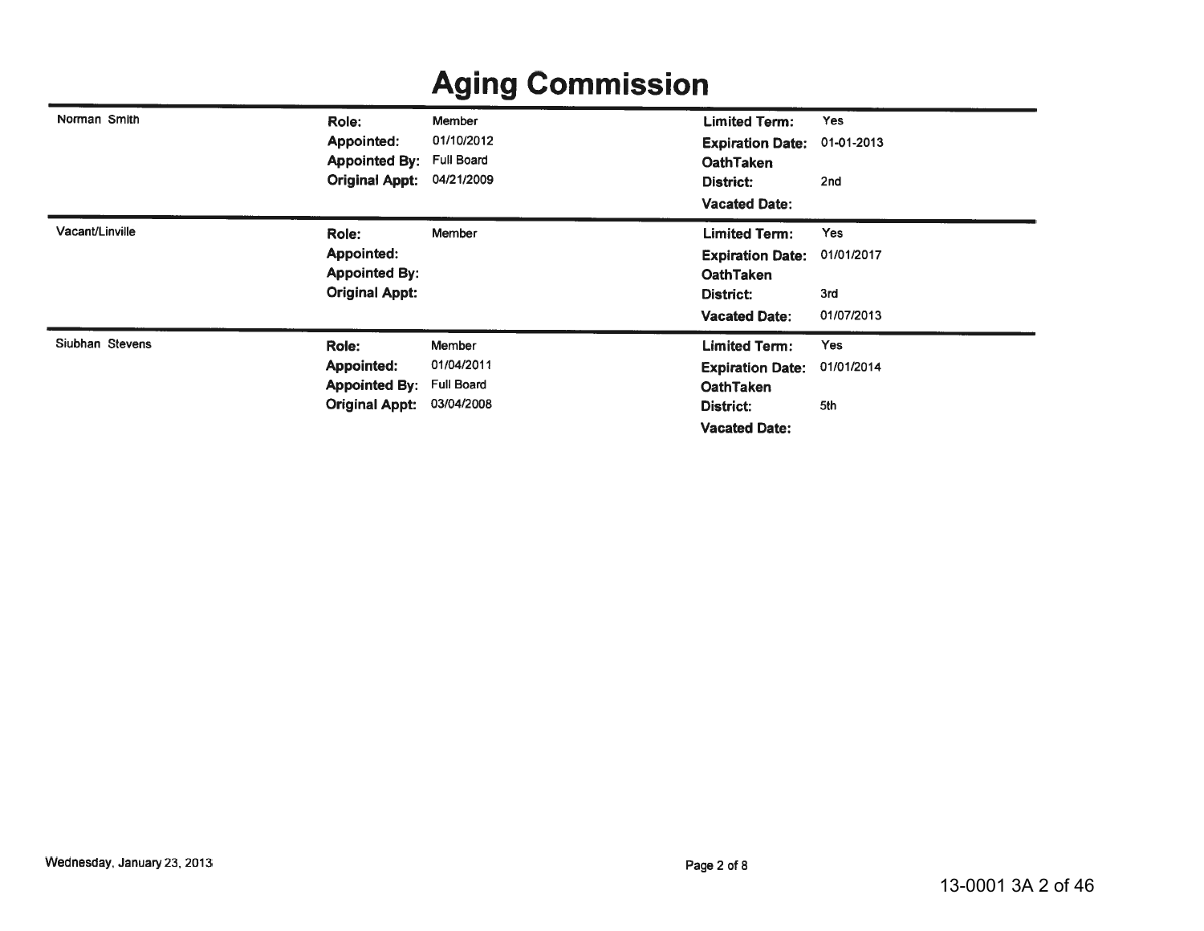# Aging Commission

| Name | | | | |
|---|---|---|---|---|
| Norman Smith | **Role:** | Member | **Limited Term:** | Yes |
| | **Appointed:** | 01/10/2012 | **Expiration Date:** | 01-01-2013 |
| | **Appointed By:** | Full Board | **OathTaken** | |
| | **Original Appt:** | 04/21/2009 | **District:** | 2nd |
| | | | **Vacated Date:** | |
| Vacant/Linville | **Role:** | Member | **Limited Term:** | Yes |
| | **Appointed:** | | **Expiration Date:** | 01/01/2017 |
| | **Appointed By:** | | **OathTaken** | |
| | **Original Appt:** | | **District:** | 3rd |
| | | | **Vacated Date:** | 01/07/2013 |
| Siubhan Stevens | **Role:** | Member | **Limited Term:** | Yes |
| | **Appointed:** | 01/04/2011 | **Expiration Date:** | 01/01/2014 |
| | **Appointed By:** | Full Board | **OathTaken** | |
| | **Original Appt:** | 03/04/2008 | **District:** | 5th |
| | | | **Vacated Date:** | |

Wednesday, January 23, 2013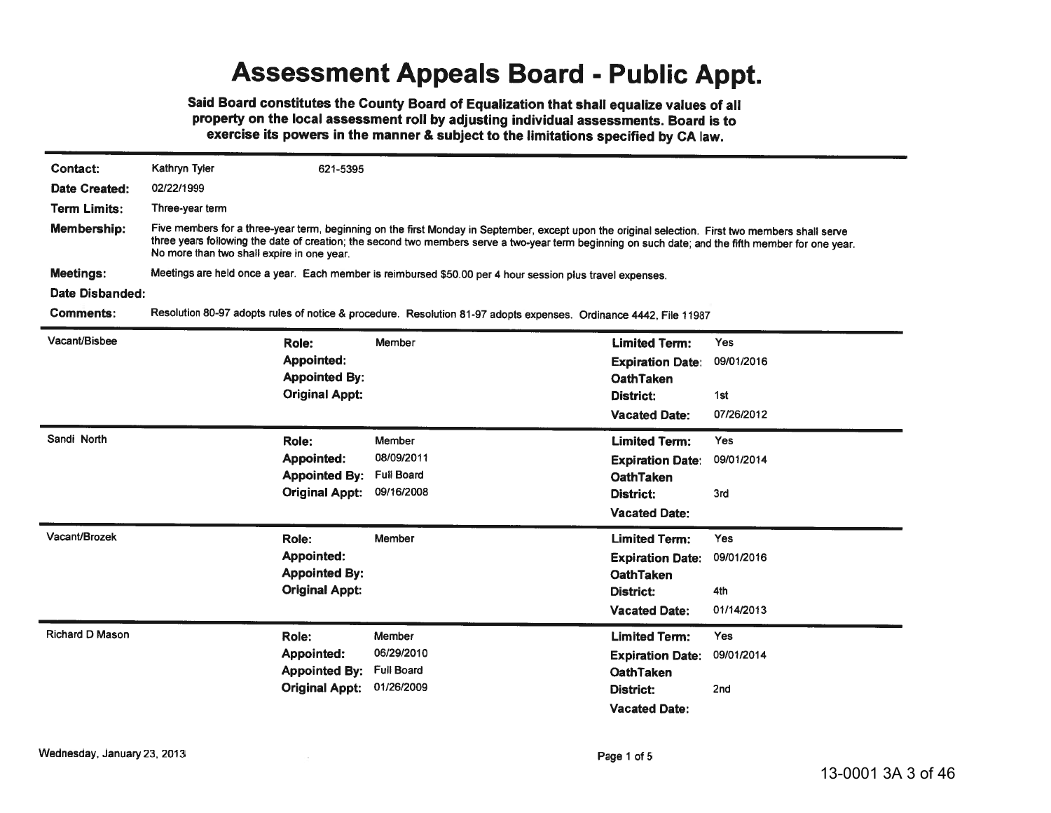# Assessment Appeals Board - Public Appt.

**Said Board constitutes the County Board of Equalization that shall equalize values of all property on the local assessment roll by adjusting individual assessments. Board is to exercise its powers in the manner & subject to the limitations specified by CA law.**

**Contact:** Kathryn Tyler 621-5395

**Date Created:** 02/22/1999

**Term Limits:** Three-year term

**Membership:** Five members for a three-year term, beginning on the first Monday in September, except upon the original selection. First two members shall serve three years following the date of creation; the second two members serve a two-year term beginning on such date; and the fifth member for one year. No more than two shall expire in one year.

**Meetings:** Meetings are held once a year. Each member is reimbursed $50.00 per 4 hour session plus travel expenses.

**Date Disbanded:**

**Comments:** Resolution 80-97 adopts rules of notice & procedure. Resolution 81-97 adopts expenses. Ordinance 4442, File 11987

---

**Vacant/Bisbee**

| | | | |
|---|---|---|---|
| **Role:** | Member | **Limited Term:** | Yes |
| **Appointed:** | | **Expiration Date:** | 09/01/2016 |
| **Appointed By:** | | **OathTaken** | |
| **Original Appt:** | | **District:** | 1st |
| | | **Vacated Date:** | 07/26/2012 |

---

**Sandi North**

| | | | |
|---|---|---|---|
| **Role:** | Member | **Limited Term:** | Yes |
| **Appointed:** | 08/09/2011 | **Expiration Date:** | 09/01/2014 |
| **Appointed By:** | Full Board | **OathTaken** | |
| **Original Appt:** | 09/16/2008 | **District:** | 3rd |
| | | **Vacated Date:** | |

---

**Vacant/Brozek**

| | | | |
|---|---|---|---|
| **Role:** | Member | **Limited Term:** | Yes |
| **Appointed:** | | **Expiration Date:** | 09/01/2016 |
| **Appointed By:** | | **OathTaken** | |
| **Original Appt:** | | **District:** | 4th |
| | | **Vacated Date:** | 01/14/2013 |

---

**Richard D Mason**

| | | | |
|---|---|---|---|
| **Role:** | Member | **Limited Term:** | Yes |
| **Appointed:** | 06/29/2010 | **Expiration Date:** | 09/01/2014 |
| **Appointed By:** | Full Board | **OathTaken** | |
| **Original Appt:** | 01/26/2009 | **District:** | 2nd |
| | | **Vacated Date:** | |

Wednesday, January 23, 2013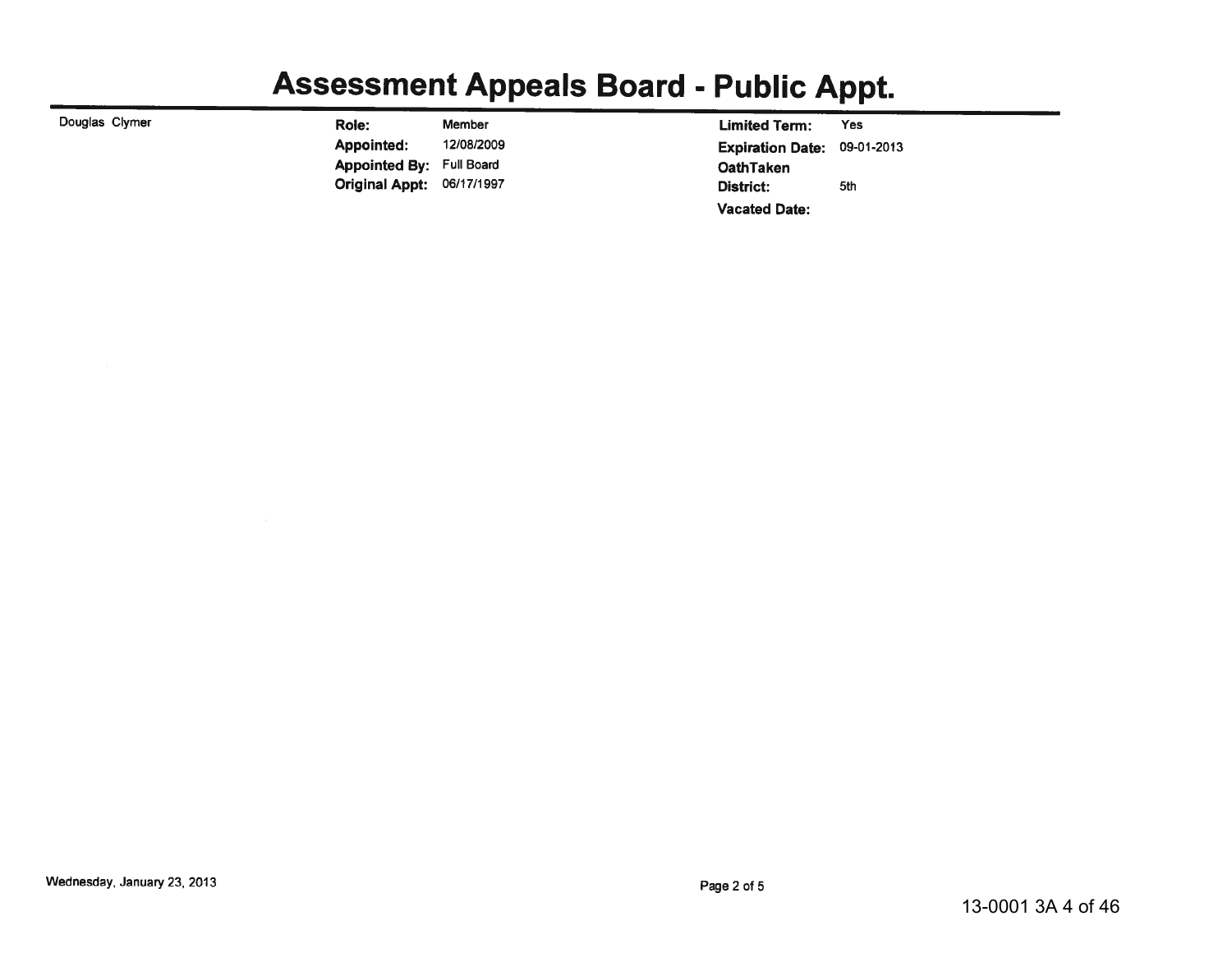# Assessment Appeals Board - Public Appt.

Douglas Clymer

| | | | |
|---|---|---|---|
| **Role:** | Member | **Limited Term:** | Yes |
| **Appointed:** | 12/08/2009 | **Expiration Date:** | 09-01-2013 |
| **Appointed By:** | Full Board | **OathTaken** | |
| **Original Appt:** | 06/17/1997 | **District:** | 5th |
| | | **Vacated Date:** | |

Wednesday, January 23, 2013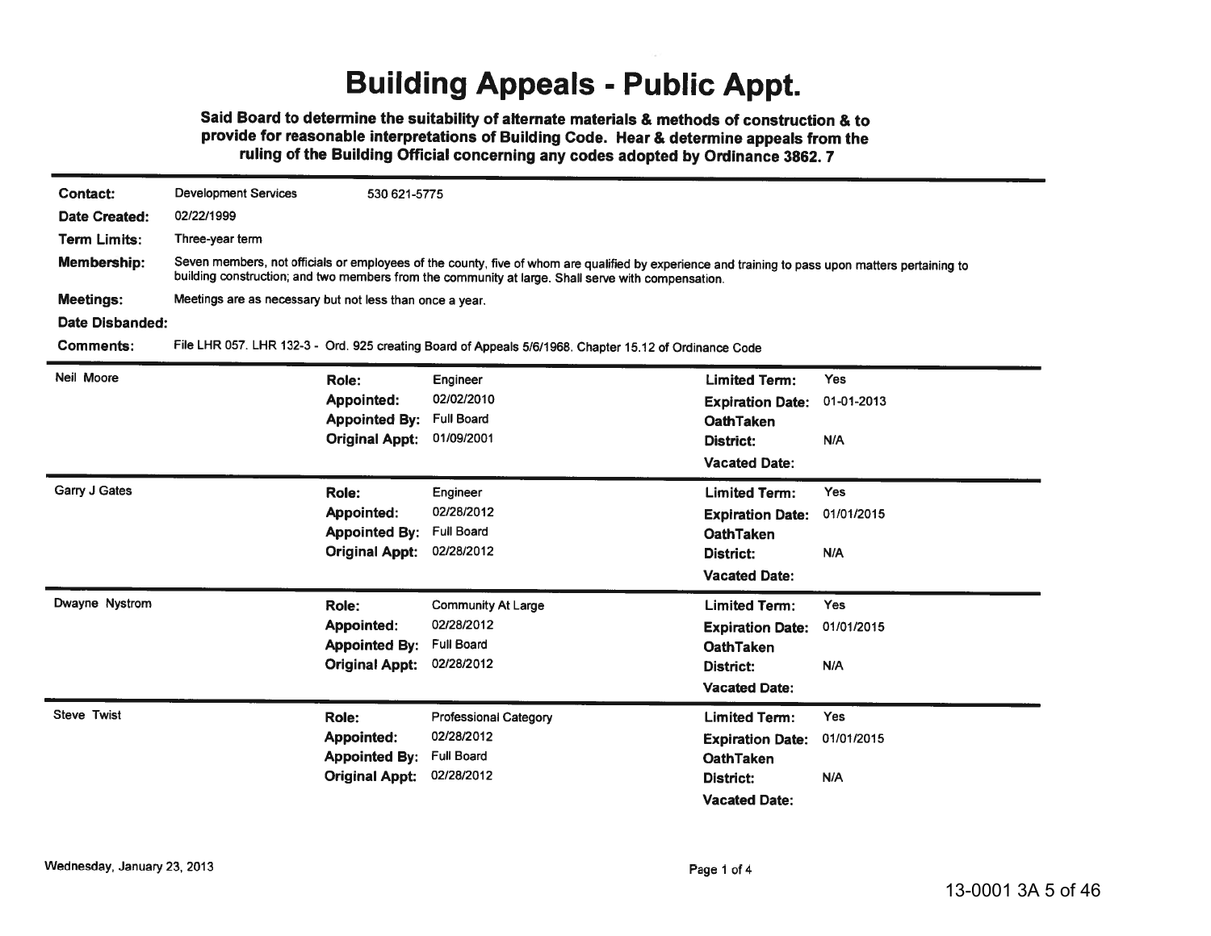# Building Appeals - Public Appt.

**Said Board to determine the suitability of alternate materials & methods of construction & to provide for reasonable interpretations of Building Code. Hear & determine appeals from the ruling of the Building Official concerning any codes adopted by Ordinance 3862. 7**

| | |
|---|---|
| **Contact:** | Development Services 530 621-5775 |
| **Date Created:** | 02/22/1999 |
| **Term Limits:** | Three-year term |
| **Membership:** | Seven members, not officials or employees of the county, five of whom are qualified by experience and training to pass upon matters pertaining to building construction; and two members from the community at large. Shall serve with compensation. |
| **Meetings:** | Meetings are as necessary but not less than once a year. |
| **Date Disbanded:** | |
| **Comments:** | File LHR 057. LHR 132-3 - Ord. 925 creating Board of Appeals 5/6/1968. Chapter 15.12 of Ordinance Code |

---

**Neil Moore**

| | | | |
|---|---|---|---|
| **Role:** | Engineer | **Limited Term:** | Yes |
| **Appointed:** | 02/02/2010 | **Expiration Date:** | 01-01-2013 |
| **Appointed By:** | Full Board | **OathTaken** | |
| **Original Appt:** | 01/09/2001 | **District:** | N/A |
| | | **Vacated Date:** | |

---

**Garry J Gates**

| | | | |
|---|---|---|---|
| **Role:** | Engineer | **Limited Term:** | Yes |
| **Appointed:** | 02/28/2012 | **Expiration Date:** | 01/01/2015 |
| **Appointed By:** | Full Board | **OathTaken** | |
| **Original Appt:** | 02/28/2012 | **District:** | N/A |
| | | **Vacated Date:** | |

---

**Dwayne Nystrom**

| | | | |
|---|---|---|---|
| **Role:** | Community At Large | **Limited Term:** | Yes |
| **Appointed:** | 02/28/2012 | **Expiration Date:** | 01/01/2015 |
| **Appointed By:** | Full Board | **OathTaken** | |
| **Original Appt:** | 02/28/2012 | **District:** | N/A |
| | | **Vacated Date:** | |

---

**Steve Twist**

| | | | |
|---|---|---|---|
| **Role:** | Professional Category | **Limited Term:** | Yes |
| **Appointed:** | 02/28/2012 | **Expiration Date:** | 01/01/2015 |
| **Appointed By:** | Full Board | **OathTaken** | |
| **Original Appt:** | 02/28/2012 | **District:** | N/A |
| | | **Vacated Date:** | |

Wednesday, January 23, 2013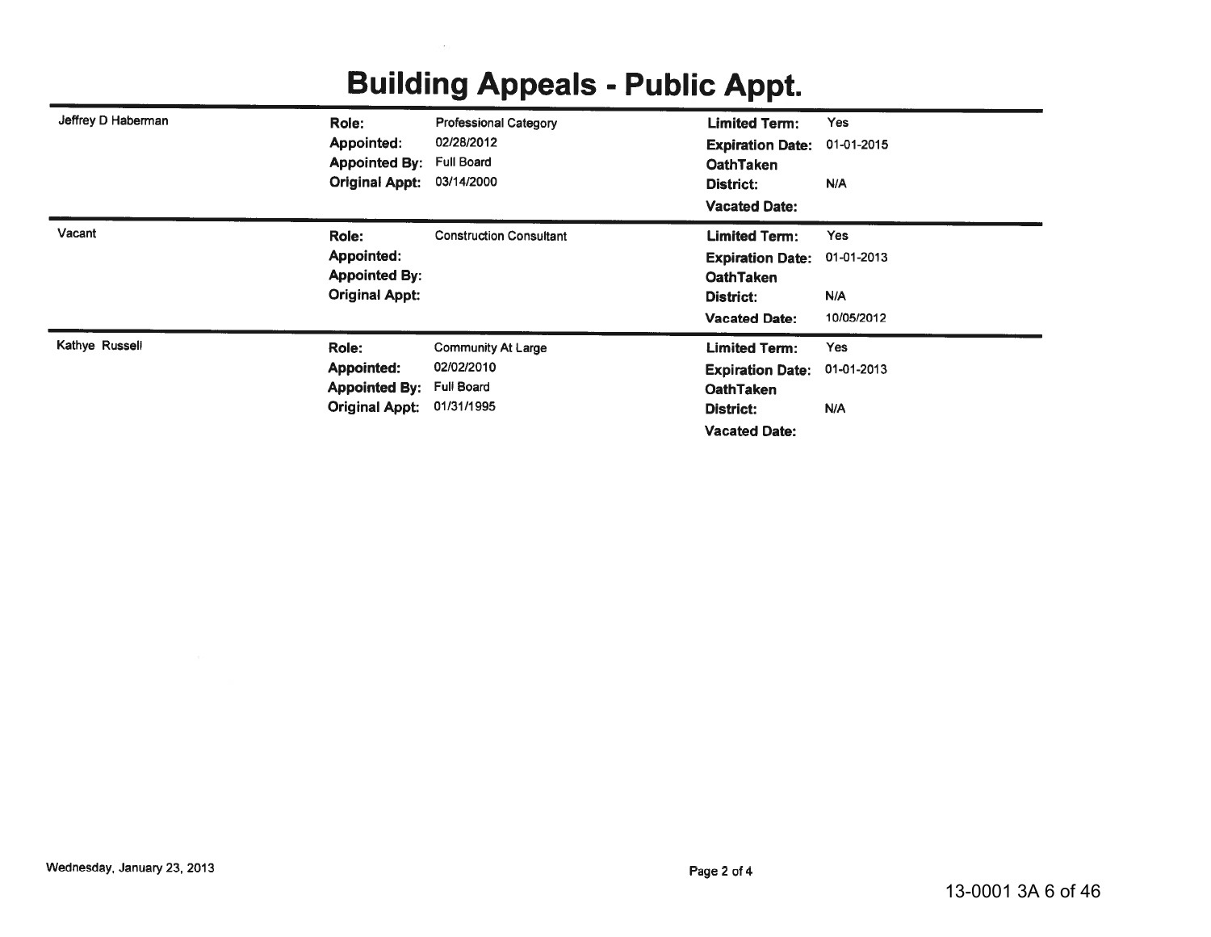# Building Appeals - Public Appt.

| Name | | | | |
|---|---|---|---|---|
| Jeffrey D Haberman | **Role:** Professional Category | | **Limited Term:** | Yes |
| | **Appointed:** 02/28/2012 | | **Expiration Date:** | 01-01-2015 |
| | **Appointed By:** Full Board | | **OathTaken** | |
| | **Original Appt:** 03/14/2000 | | **District:** | N/A |
| | | | **Vacated Date:** | |
| Vacant | **Role:** Construction Consultant | | **Limited Term:** | Yes |
| | **Appointed:** | | **Expiration Date:** | 01-01-2013 |
| | **Appointed By:** | | **OathTaken** | |
| | **Original Appt:** | | **District:** | N/A |
| | | | **Vacated Date:** | 10/05/2012 |
| Kathye Russell | **Role:** Community At Large | | **Limited Term:** | Yes |
| | **Appointed:** 02/02/2010 | | **Expiration Date:** | 01-01-2013 |
| | **Appointed By:** Full Board | | **OathTaken** | |
| | **Original Appt:** 01/31/1995 | | **District:** | N/A |
| | | | **Vacated Date:** | |

Wednesday, January 23, 2013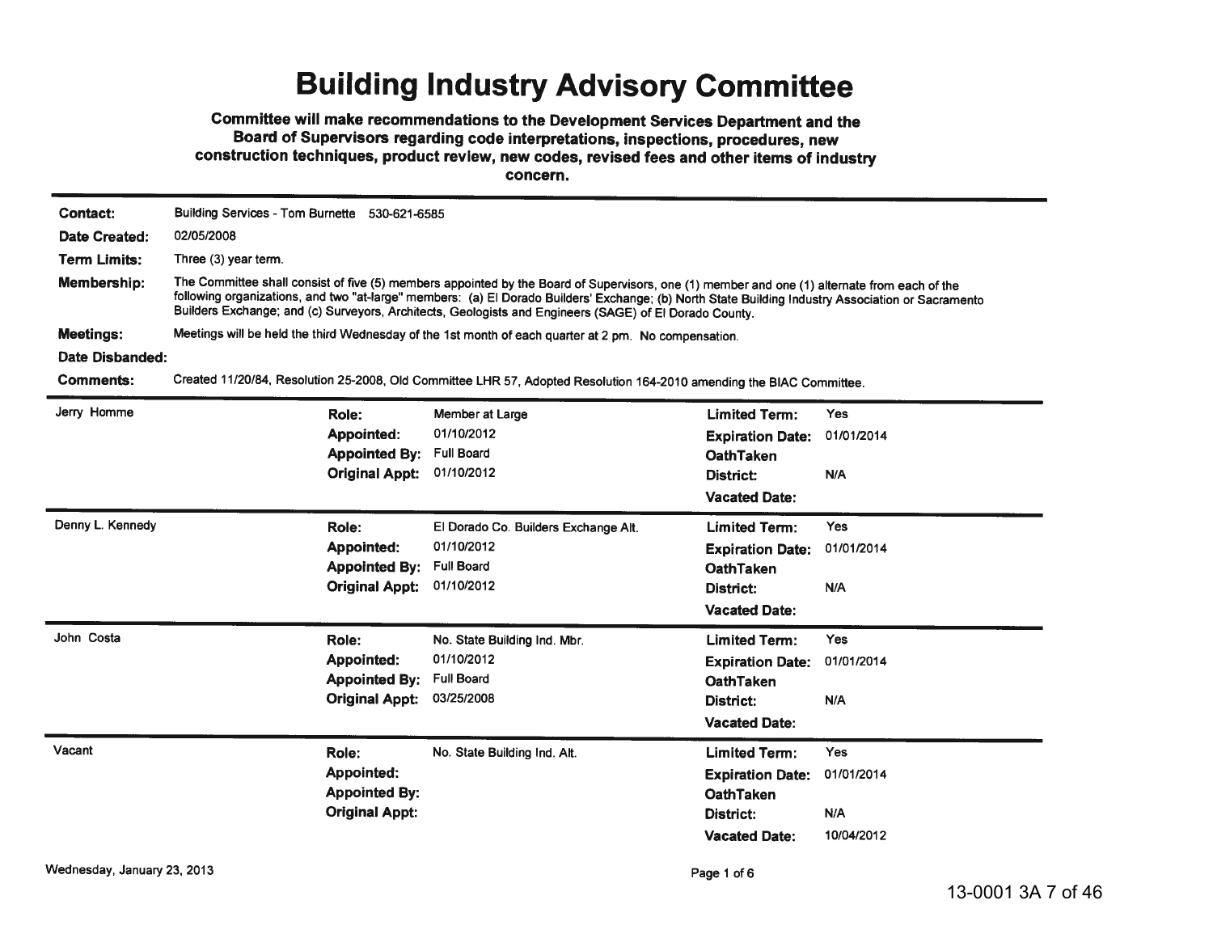# Building Industry Advisory Committee

**Committee will make recommendations to the Development Services Department and the Board of Supervisors regarding code interpretations, inspections, procedures, new construction techniques, product review, new codes, revised fees and other items of industry concern.**

**Contact:** Building Services - Tom Burnette 530-621-6585

**Date Created:** 02/05/2008

**Term Limits:** Three (3) year term.

**Membership:** The Committee shall consist of five (5) members appointed by the Board of Supervisors, one (1) member and one (1) alternate from each of the following organizations, and two "at-large" members: (a) El Dorado Builders' Exchange; (b) North State Building Industry Association or Sacramento Builders Exchange; and (c) Surveyors, Architects, Geologists and Engineers (SAGE) of El Dorado County.

**Meetings:** Meetings will be held the third Wednesday of the 1st month of each quarter at 2 pm. No compensation.

**Date Disbanded:**

**Comments:** Created 11/20/84, Resolution 25-2008, Old Committee LHR 57, Adopted Resolution 164-2010 amending the BIAC Committee.

---

**Jerry Homme**

| | | | |
|---|---|---|---|
| **Role:** | Member at Large | **Limited Term:** | Yes |
| **Appointed:** | 01/10/2012 | **Expiration Date:** | 01/01/2014 |
| **Appointed By:** | Full Board | **OathTaken** | |
| **Original Appt:** | 01/10/2012 | **District:** | N/A |
| | | **Vacated Date:** | |

---

**Denny L. Kennedy**

| | | | |
|---|---|---|---|
| **Role:** | El Dorado Co. Builders Exchange Alt. | **Limited Term:** | Yes |
| **Appointed:** | 01/10/2012 | **Expiration Date:** | 01/01/2014 |
| **Appointed By:** | Full Board | **OathTaken** | |
| **Original Appt:** | 01/10/2012 | **District:** | N/A |
| | | **Vacated Date:** | |

---

**John Costa**

| | | | |
|---|---|---|---|
| **Role:** | No. State Building Ind. Mbr. | **Limited Term:** | Yes |
| **Appointed:** | 01/10/2012 | **Expiration Date:** | 01/01/2014 |
| **Appointed By:** | Full Board | **OathTaken** | |
| **Original Appt:** | 03/25/2008 | **District:** | N/A |
| | | **Vacated Date:** | |

---

**Vacant**

| | | | |
|---|---|---|---|
| **Role:** | No. State Building Ind. Alt. | **Limited Term:** | Yes |
| **Appointed:** | | **Expiration Date:** | 01/01/2014 |
| **Appointed By:** | | **OathTaken** | |
| **Original Appt:** | | **District:** | N/A |
| | | **Vacated Date:** | 10/04/2012 |

Wednesday, January 23, 2013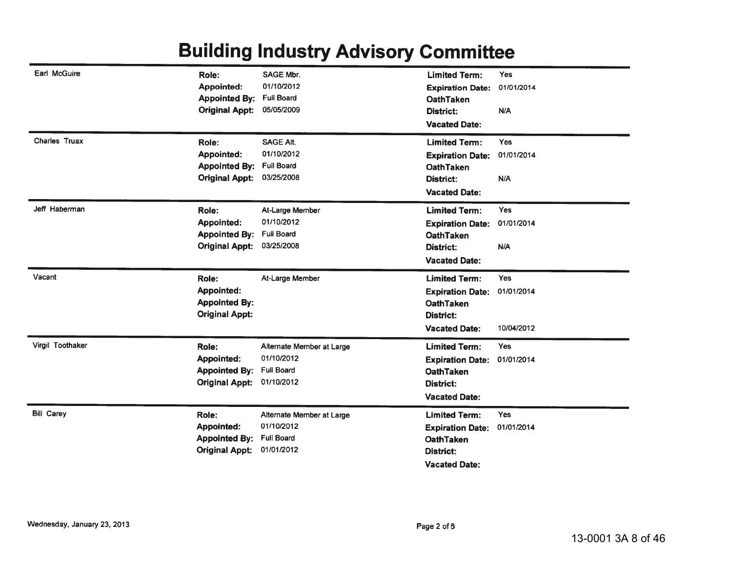# Building Industry Advisory Committee

| Name | Role | Appointed | Appointed By | Original Appt | Limited Term | Expiration Date | OathTaken | District | Vacated Date |
|---|---|---|---|---|---|---|---|---|---|
| Earl McGuire | SAGE Mbr. | 01/10/2012 | Full Board | 05/05/2009 | Yes | 01/01/2014 | | N/A | |
| Charles Truax | SAGE Alt. | 01/10/2012 | Full Board | 03/25/2008 | Yes | 01/01/2014 | | N/A | |
| Jeff Haberman | At-Large Member | 01/10/2012 | Full Board | 03/25/2008 | Yes | 01/01/2014 | | N/A | |
| Vacant | At-Large Member | | | | Yes | 01/01/2014 | | | 10/04/2012 |
| Virgil Toothaker | Alternate Member at Large | 01/10/2012 | Full Board | 01/10/2012 | Yes | 01/01/2014 | | | |
| Bill Carey | Alternate Member at Large | 01/10/2012 | Full Board | 01/01/2012 | Yes | 01/01/2014 | | | |

Wednesday, January 23, 2013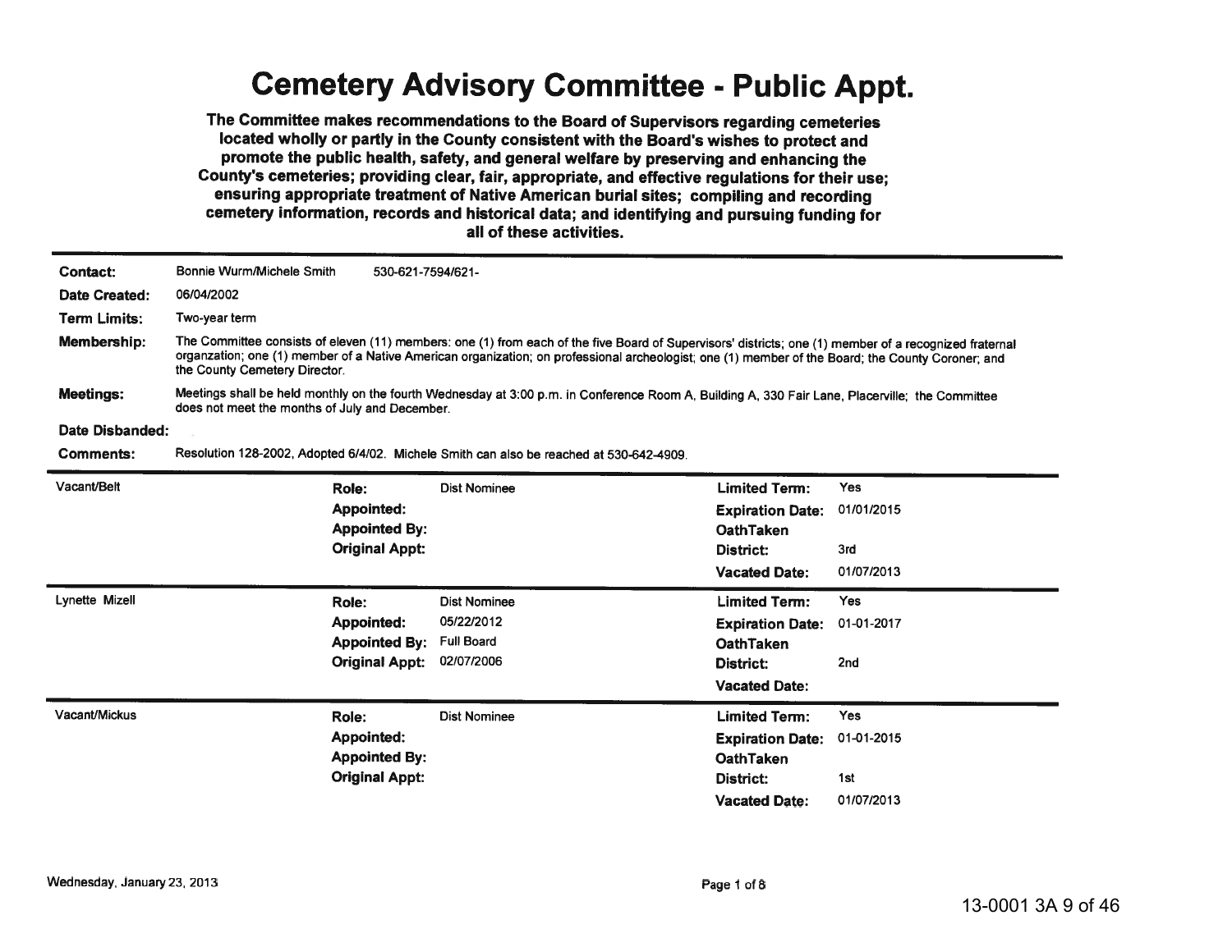# Cemetery Advisory Committee - Public Appt.

**The Committee makes recommendations to the Board of Supervisors regarding cemeteries located wholly or partly in the County consistent with the Board's wishes to protect and promote the public health, safety, and general welfare by preserving and enhancing the County's cemeteries; providing clear, fair, appropriate, and effective regulations for their use; ensuring appropriate treatment of Native American burial sites; compiling and recording cemetery information, records and historical data; and identifying and pursuing funding for all of these activities.**

---

**Contact:** Bonnie Wurm/Michele Smith 530-621-7594/621-

**Date Created:** 06/04/2002

**Term Limits:** Two-year term

**Membership:** The Committee consists of eleven (11) members: one (1) from each of the five Board of Supervisors' districts; one (1) member of a recognized fraternal organzation; one (1) member of a Native American organization; on professional archeologist; one (1) member of the Board; the County Coroner; and the County Cemetery Director.

**Meetings:** Meetings shall be held monthly on the fourth Wednesday at 3:00 p.m. in Conference Room A, Building A, 330 Fair Lane, Placerville; the Committee does not meet the months of July and December.

**Date Disbanded:**

**Comments:** Resolution 128-2002, Adopted 6/4/02. Michele Smith can also be reached at 530-642-4909.

---

| Name | | | | |
|---|---|---|---|---|
| Vacant/Belt | **Role:** | Dist Nominee | **Limited Term:** | Yes |
| | **Appointed:** | | **Expiration Date:** | 01/01/2015 |
| | **Appointed By:** | | **OathTaken** | |
| | **Original Appt:** | | **District:** | 3rd |
| | | | **Vacated Date:** | 01/07/2013 |
| Lynette Mizell | **Role:** | Dist Nominee | **Limited Term:** | Yes |
| | **Appointed:** | 05/22/2012 | **Expiration Date:** | 01-01-2017 |
| | **Appointed By:** | Full Board | **OathTaken** | |
| | **Original Appt:** | 02/07/2006 | **District:** | 2nd |
| | | | **Vacated Date:** | |
| Vacant/Mickus | **Role:** | Dist Nominee | **Limited Term:** | Yes |
| | **Appointed:** | | **Expiration Date:** | 01-01-2015 |
| | **Appointed By:** | | **OathTaken** | |
| | **Original Appt:** | | **District:** | 1st |
| | | | **Vacated Date:** | 01/07/2013 |

Wednesday, January 23, 2013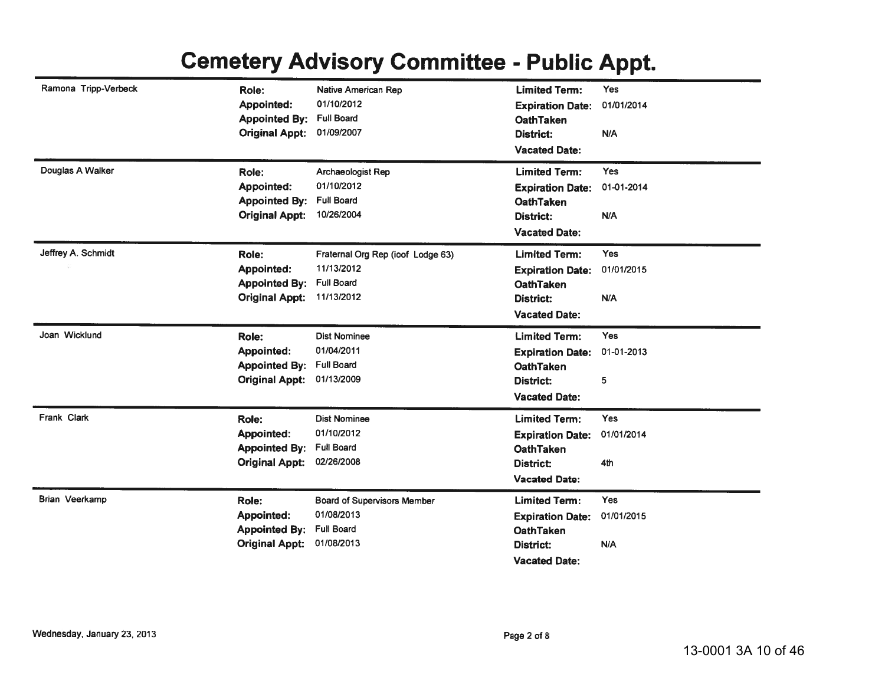# Cemetery Advisory Committee - Public Appt.

| Name | | | | |
|---|---|---|---|---|
| Ramona Tripp-Verbeck | **Role:** | Native American Rep | **Limited Term:** | Yes |
| | **Appointed:** | 01/10/2012 | **Expiration Date:** | 01/01/2014 |
| | **Appointed By:** | Full Board | **OathTaken** | |
| | **Original Appt:** | 01/09/2007 | **District:** | N/A |
| | | | **Vacated Date:** | |
| Douglas A Walker | **Role:** | Archaeologist Rep | **Limited Term:** | Yes |
| | **Appointed:** | 01/10/2012 | **Expiration Date:** | 01-01-2014 |
| | **Appointed By:** | Full Board | **OathTaken** | |
| | **Original Appt:** | 10/26/2004 | **District:** | N/A |
| | | | **Vacated Date:** | |
| Jeffrey A. Schmidt | **Role:** | Fraternal Org Rep (ioof Lodge 63) | **Limited Term:** | Yes |
| | **Appointed:** | 11/13/2012 | **Expiration Date:** | 01/01/2015 |
| | **Appointed By:** | Full Board | **OathTaken** | |
| | **Original Appt:** | 11/13/2012 | **District:** | N/A |
| | | | **Vacated Date:** | |
| Joan Wicklund | **Role:** | Dist Nominee | **Limited Term:** | Yes |
| | **Appointed:** | 01/04/2011 | **Expiration Date:** | 01-01-2013 |
| | **Appointed By:** | Full Board | **OathTaken** | |
| | **Original Appt:** | 01/13/2009 | **District:** | 5 |
| | | | **Vacated Date:** | |
| Frank Clark | **Role:** | Dist Nominee | **Limited Term:** | Yes |
| | **Appointed:** | 01/10/2012 | **Expiration Date:** | 01/01/2014 |
| | **Appointed By:** | Full Board | **OathTaken** | |
| | **Original Appt:** | 02/26/2008 | **District:** | 4th |
| | | | **Vacated Date:** | |
| Brian Veerkamp | **Role:** | Board of Supervisors Member | **Limited Term:** | Yes |
| | **Appointed:** | 01/08/2013 | **Expiration Date:** | 01/01/2015 |
| | **Appointed By:** | Full Board | **OathTaken** | |
| | **Original Appt:** | 01/08/2013 | **District:** | N/A |
| | | | **Vacated Date:** | |

Wednesday, January 23, 2013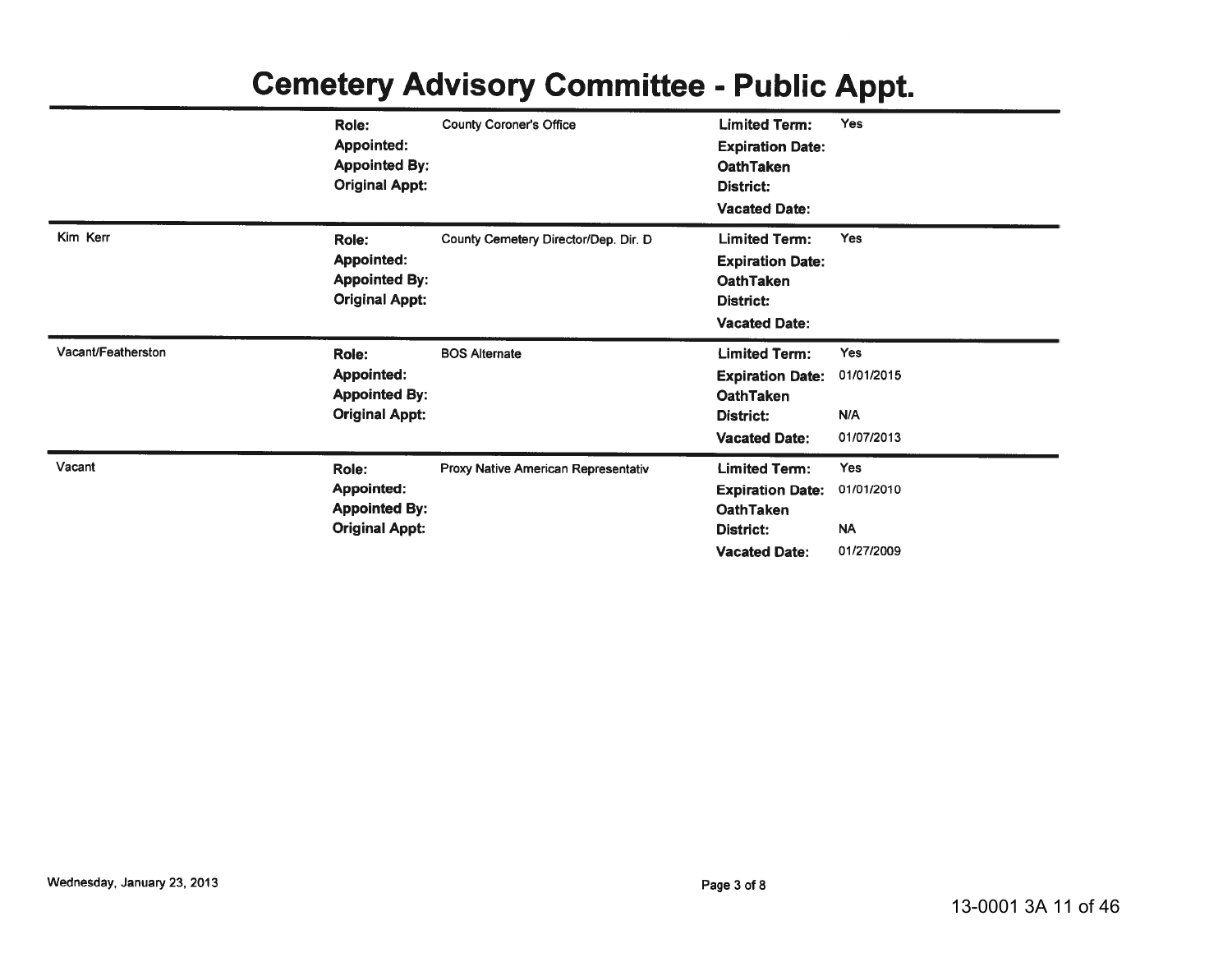# Cemetery Advisory Committee - Public Appt.

| Name | Field | Value | Field | Value |
|---|---|---|---|---|
| | **Role:** | County Coroner's Office | **Limited Term:** | Yes |
| | **Appointed:** | | **Expiration Date:** | |
| | **Appointed By:** | | **OathTaken** | |
| | **Original Appt:** | | **District:** | |
| | | | **Vacated Date:** | |
| Kim Kerr | **Role:** | County Cemetery Director/Dep. Dir. D | **Limited Term:** | Yes |
| | **Appointed:** | | **Expiration Date:** | |
| | **Appointed By:** | | **OathTaken** | |
| | **Original Appt:** | | **District:** | |
| | | | **Vacated Date:** | |
| Vacant/Featherston | **Role:** | BOS Alternate | **Limited Term:** | Yes |
| | **Appointed:** | | **Expiration Date:** | 01/01/2015 |
| | **Appointed By:** | | **OathTaken** | |
| | **Original Appt:** | | **District:** | N/A |
| | | | **Vacated Date:** | 01/07/2013 |
| Vacant | **Role:** | Proxy Native American Representativ | **Limited Term:** | Yes |
| | **Appointed:** | | **Expiration Date:** | 01/01/2010 |
| | **Appointed By:** | | **OathTaken** | |
| | **Original Appt:** | | **District:** | NA |
| | | | **Vacated Date:** | 01/27/2009 |

Wednesday, January 23, 2013

Page 3 of 8

13-0001 3A 11 of 46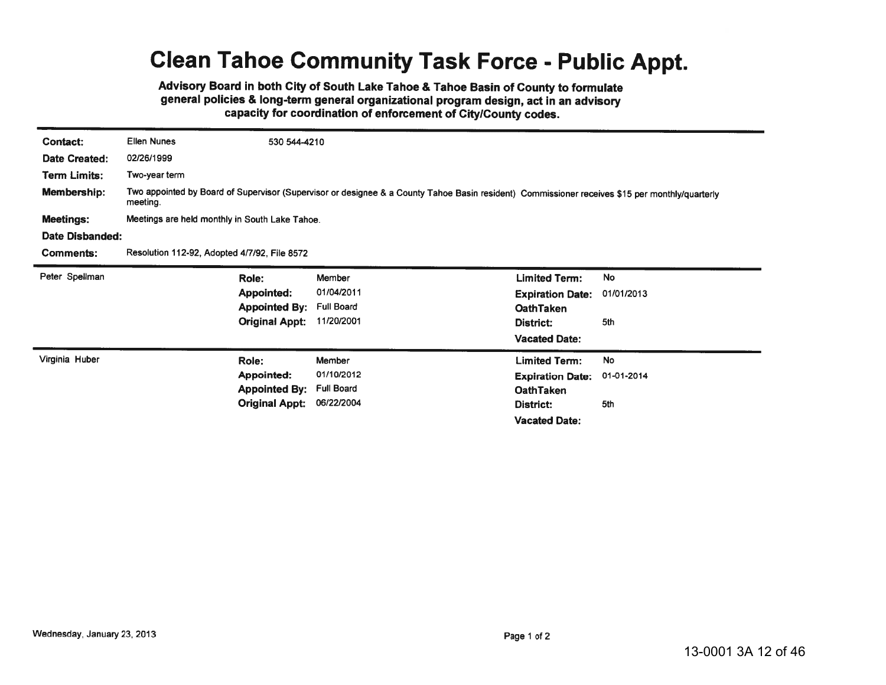# Clean Tahoe Community Task Force - Public Appt.

**Advisory Board in both City of South Lake Tahoe & Tahoe Basin of County to formulate general policies & long-term general organizational program design, act in an advisory capacity for coordination of enforcement of City/County codes.**

**Contact:** Ellen Nunes 530 544-4210

**Date Created:** 02/26/1999

**Term Limits:** Two-year term

**Membership:** Two appointed by Board of Supervisor (Supervisor or designee & a County Tahoe Basin resident) Commissioner receives $15 per monthly/quarterly meeting.

**Meetings:** Meetings are held monthly in South Lake Tahoe.

**Date Disbanded:**

**Comments:** Resolution 112-92, Adopted 4/7/92, File 8572

---

Peter Spellman

| | | | |
|---|---|---|---|
| **Role:** | Member | **Limited Term:** | No |
| **Appointed:** | 01/04/2011 | **Expiration Date:** | 01/01/2013 |
| **Appointed By:** | Full Board | **OathTaken** | |
| **Original Appt:** | 11/20/2001 | **District:** | 5th |
| | | **Vacated Date:** | |

---

Virginia Huber

| | | | |
|---|---|---|---|
| **Role:** | Member | **Limited Term:** | No |
| **Appointed:** | 01/10/2012 | **Expiration Date:** | 01-01-2014 |
| **Appointed By:** | Full Board | **OathTaken** | |
| **Original Appt:** | 06/22/2004 | **District:** | 5th |
| | | **Vacated Date:** | |

Wednesday, January 23, 2013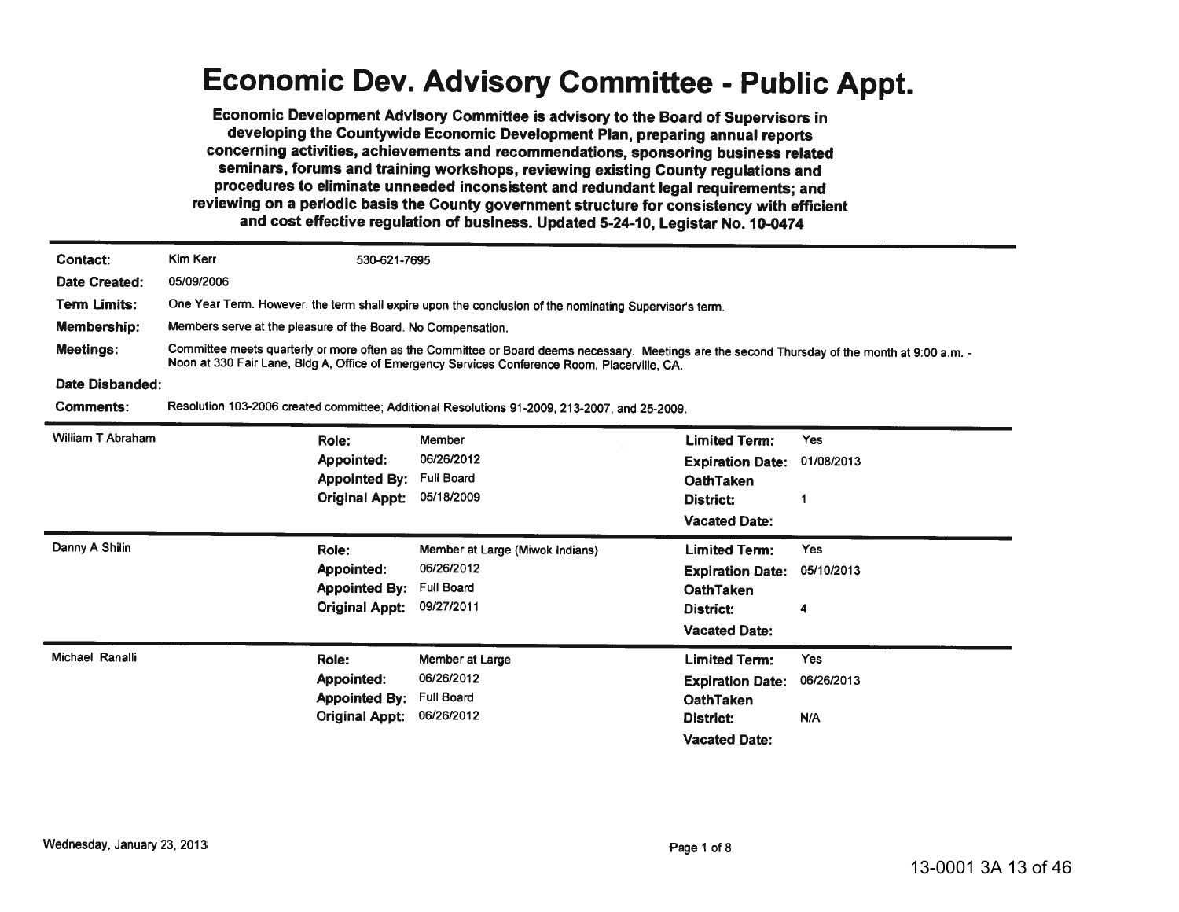# Economic Dev. Advisory Committee - Public Appt.

**Economic Development Advisory Committee is advisory to the Board of Supervisors in developing the Countywide Economic Development Plan, preparing annual reports concerning activities, achievements and recommendations, sponsoring business related seminars, forums and training workshops, reviewing existing County regulations and procedures to eliminate unneeded inconsistent and redundant legal requirements; and reviewing on a periodic basis the County government structure for consistency with efficient and cost effective regulation of business. Updated 5-24-10, Legistar No. 10-0474**

**Contact:** Kim Kerr 530-621-7695

**Date Created:** 05/09/2006

**Term Limits:** One Year Term. However, the term shall expire upon the conclusion of the nominating Supervisor's term.

**Membership:** Members serve at the pleasure of the Board. No Compensation.

**Meetings:** Committee meets quarterly or more often as the Committee or Board deems necessary. Meetings are the second Thursday of the month at 9:00 a.m. - Noon at 330 Fair Lane, Bldg A, Office of Emergency Services Conference Room, Placerville, CA.

**Date Disbanded:**

**Comments:** Resolution 103-2006 created committee; Additional Resolutions 91-2009, 213-2007, and 25-2009.

---

**William T Abraham**

| | | | |
|---|---|---|---|
| **Role:** | Member | **Limited Term:** | Yes |
| **Appointed:** | 06/26/2012 | **Expiration Date:** | 01/08/2013 |
| **Appointed By:** | Full Board | **OathTaken** | |
| **Original Appt:** | 05/18/2009 | **District:** | 1 |
| | | **Vacated Date:** | |

---

**Danny A Shilin**

| | | | |
|---|---|---|---|
| **Role:** | Member at Large (Miwok Indians) | **Limited Term:** | Yes |
| **Appointed:** | 06/26/2012 | **Expiration Date:** | 05/10/2013 |
| **Appointed By:** | Full Board | **OathTaken** | |
| **Original Appt:** | 09/27/2011 | **District:** | 4 |
| | | **Vacated Date:** | |

---

**Michael Ranalli**

| | | | |
|---|---|---|---|
| **Role:** | Member at Large | **Limited Term:** | Yes |
| **Appointed:** | 06/26/2012 | **Expiration Date:** | 06/26/2013 |
| **Appointed By:** | Full Board | **OathTaken** | |
| **Original Appt:** | 06/26/2012 | **District:** | N/A |
| | | **Vacated Date:** | |

Wednesday, January 23, 2013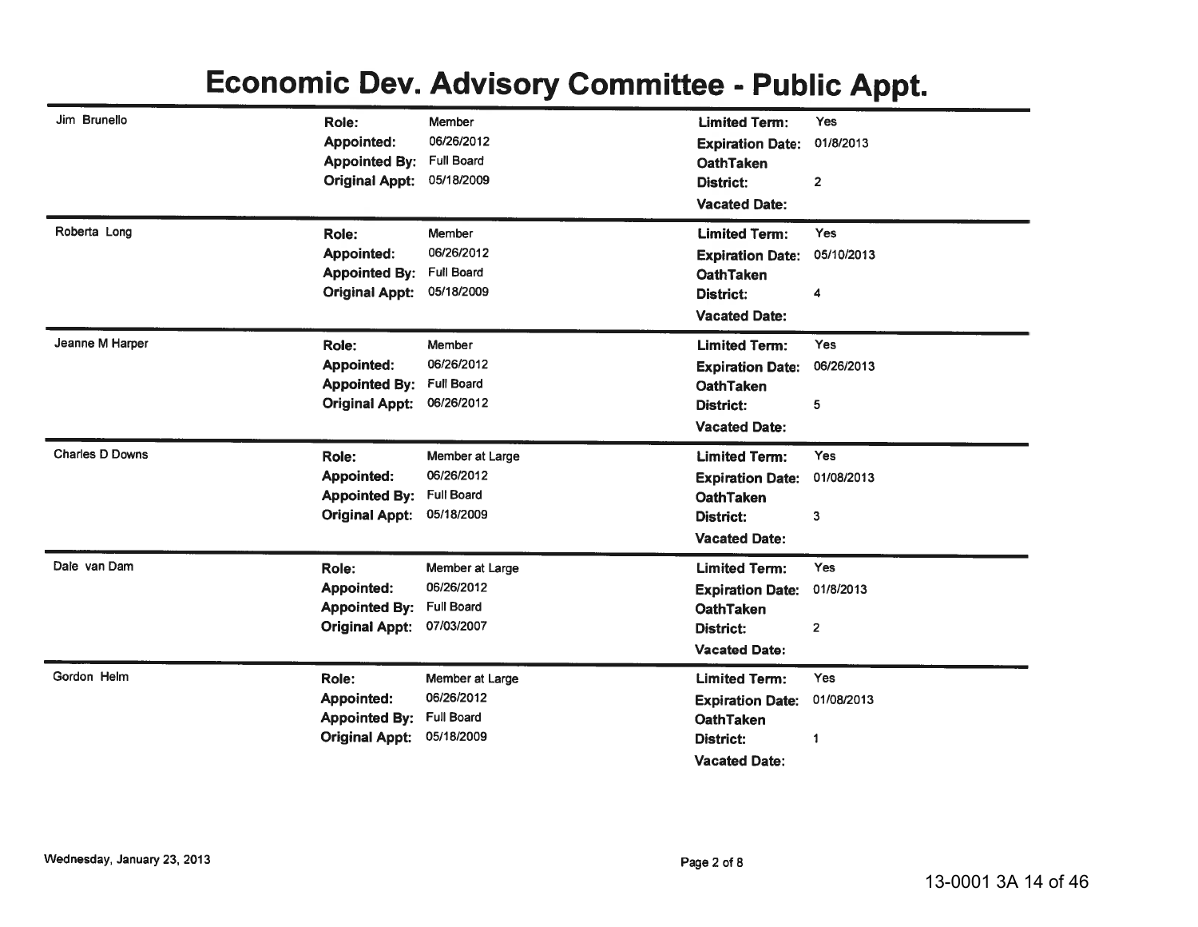# Economic Dev. Advisory Committee - Public Appt.

| Name | | | | |
|---|---|---|---|---|
| Jim Brunello | **Role:** | Member | **Limited Term:** | Yes |
| | **Appointed:** | 06/26/2012 | **Expiration Date:** | 01/8/2013 |
| | **Appointed By:** | Full Board | **OathTaken** | |
| | **Original Appt:** | 05/18/2009 | **District:** | 2 |
| | | | **Vacated Date:** | |
| Roberta Long | **Role:** | Member | **Limited Term:** | Yes |
| | **Appointed:** | 06/26/2012 | **Expiration Date:** | 05/10/2013 |
| | **Appointed By:** | Full Board | **OathTaken** | |
| | **Original Appt:** | 05/18/2009 | **District:** | 4 |
| | | | **Vacated Date:** | |
| Jeanne M Harper | **Role:** | Member | **Limited Term:** | Yes |
| | **Appointed:** | 06/26/2012 | **Expiration Date:** | 06/26/2013 |
| | **Appointed By:** | Full Board | **OathTaken** | |
| | **Original Appt:** | 06/26/2012 | **District:** | 5 |
| | | | **Vacated Date:** | |
| Charles D Downs | **Role:** | Member at Large | **Limited Term:** | Yes |
| | **Appointed:** | 06/26/2012 | **Expiration Date:** | 01/08/2013 |
| | **Appointed By:** | Full Board | **OathTaken** | |
| | **Original Appt:** | 05/18/2009 | **District:** | 3 |
| | | | **Vacated Date:** | |
| Dale van Dam | **Role:** | Member at Large | **Limited Term:** | Yes |
| | **Appointed:** | 06/26/2012 | **Expiration Date:** | 01/8/2013 |
| | **Appointed By:** | Full Board | **OathTaken** | |
| | **Original Appt:** | 07/03/2007 | **District:** | 2 |
| | | | **Vacated Date:** | |
| Gordon Helm | **Role:** | Member at Large | **Limited Term:** | Yes |
| | **Appointed:** | 06/26/2012 | **Expiration Date:** | 01/08/2013 |
| | **Appointed By:** | Full Board | **OathTaken** | |
| | **Original Appt:** | 05/18/2009 | **District:** | 1 |
| | | | **Vacated Date:** | |

Wednesday, January 23, 2013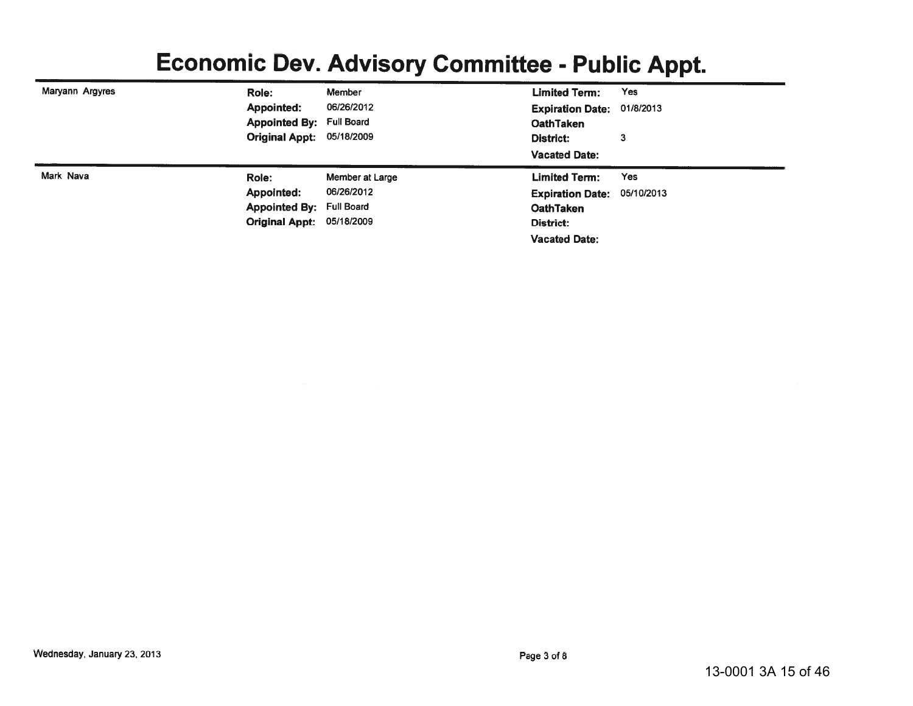# Economic Dev. Advisory Committee - Public Appt.

**Maryann Argyres**

**Role:** Member
**Appointed:** 06/26/2012
**Appointed By:** Full Board
**Original Appt:** 05/18/2009
**Limited Term:** Yes
**Expiration Date:** 01/8/2013
**OathTaken**
**District:** 3
**Vacated Date:**

---

**Mark Nava**

**Role:** Member at Large
**Appointed:** 06/26/2012
**Appointed By:** Full Board
**Original Appt:** 05/18/2009
**Limited Term:** Yes
**Expiration Date:** 05/10/2013
**OathTaken**
**District:**
**Vacated Date:**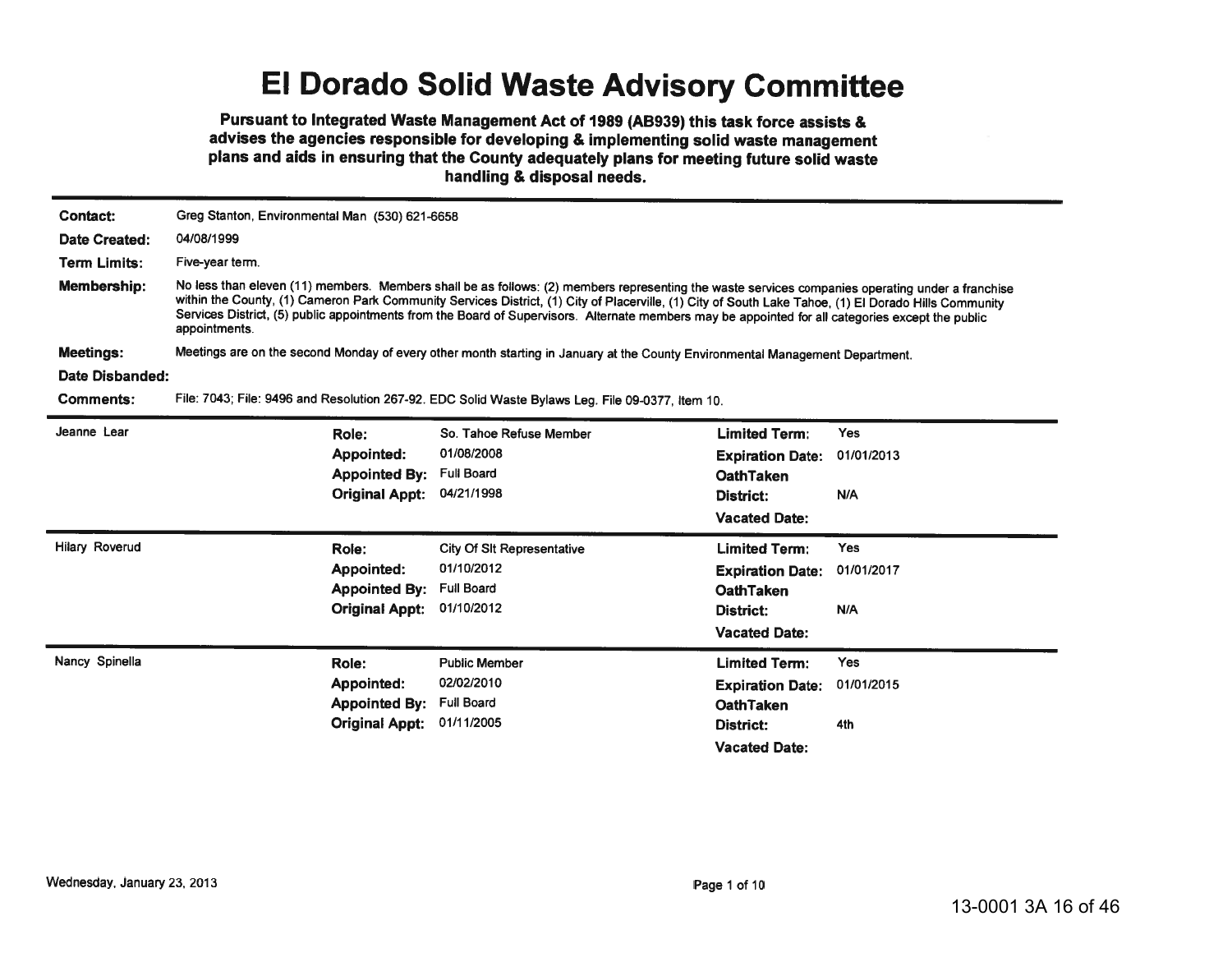# El Dorado Solid Waste Advisory Committee

**Pursuant to Integrated Waste Management Act of 1989 (AB939) this task force assists & advises the agencies responsible for developing & implementing solid waste management plans and aids in ensuring that the County adequately plans for meeting future solid waste handling & disposal needs.**

**Contact:** Greg Stanton, Environmental Man (530) 621-6658

**Date Created:** 04/08/1999

**Term Limits:** Five-year term.

**Membership:** No less than eleven (11) members. Members shall be as follows: (2) members representing the waste services companies operating under a franchise within the County, (1) Cameron Park Community Services District, (1) City of Placerville, (1) City of South Lake Tahoe, (1) El Dorado Hills Community Services District, (5) public appointments from the Board of Supervisors. Alternate members may be appointed for all categories except the public appointments.

**Meetings:** Meetings are on the second Monday of every other month starting in January at the County Environmental Management Department.

**Date Disbanded:**

**Comments:** File: 7043; File: 9496 and Resolution 267-92. EDC Solid Waste Bylaws Leg. File 09-0377, Item 10.

---

**Jeanne Lear**

| | | | |
|---|---|---|---|
| **Role:** | So. Tahoe Refuse Member | **Limited Term:** | Yes |
| **Appointed:** | 01/08/2008 | **Expiration Date:** | 01/01/2013 |
| **Appointed By:** | Full Board | **OathTaken** | |
| **Original Appt:** | 04/21/1998 | **District:** | N/A |
| | | **Vacated Date:** | |

---

**Hilary Roverud**

| | | | |
|---|---|---|---|
| **Role:** | City Of Slt Representative | **Limited Term:** | Yes |
| **Appointed:** | 01/10/2012 | **Expiration Date:** | 01/01/2017 |
| **Appointed By:** | Full Board | **OathTaken** | |
| **Original Appt:** | 01/10/2012 | **District:** | N/A |
| | | **Vacated Date:** | |

---

**Nancy Spinella**

| | | | |
|---|---|---|---|
| **Role:** | Public Member | **Limited Term:** | Yes |
| **Appointed:** | 02/02/2010 | **Expiration Date:** | 01/01/2015 |
| **Appointed By:** | Full Board | **OathTaken** | |
| **Original Appt:** | 01/11/2005 | **District:** | 4th |
| | | **Vacated Date:** | |

Wednesday, January 23, 2013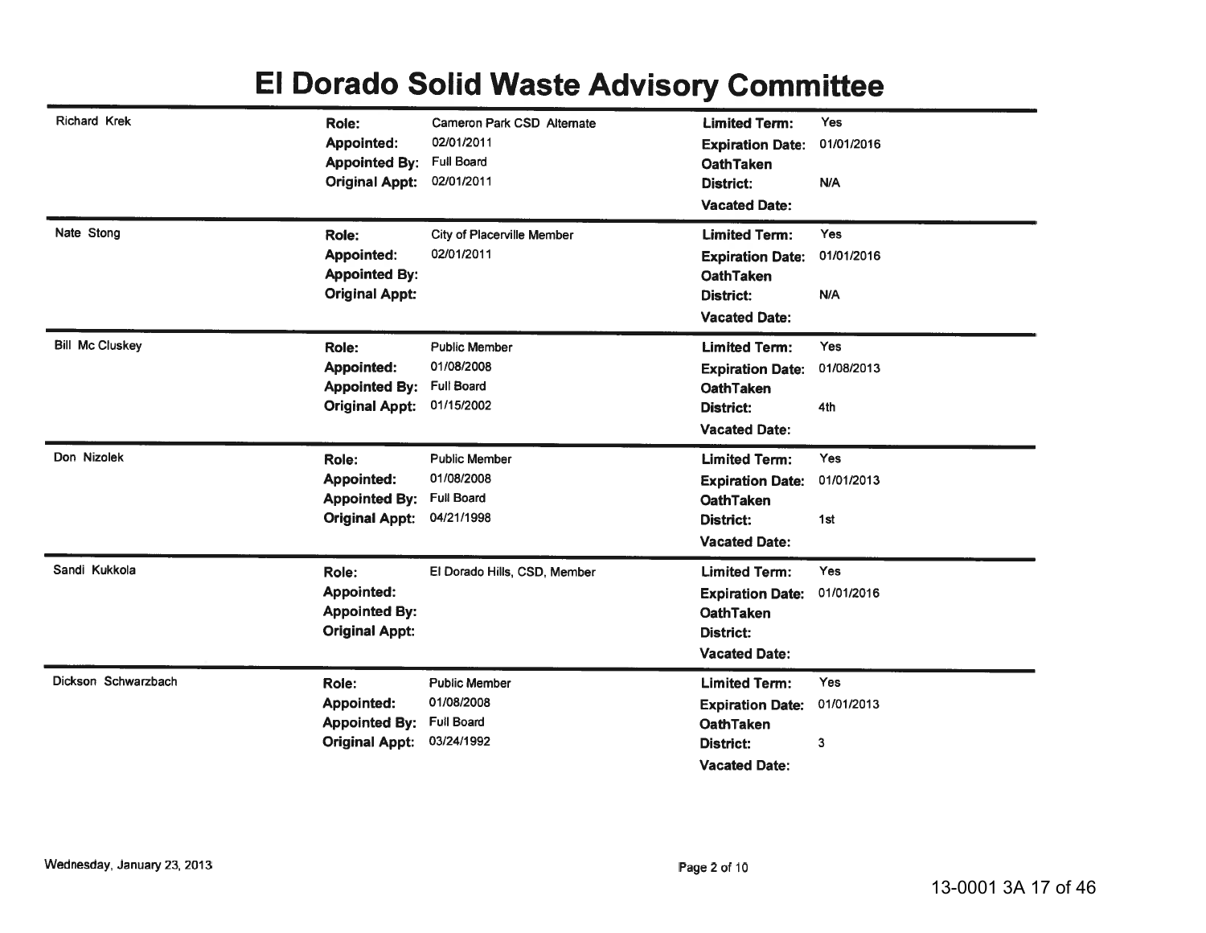# El Dorado Solid Waste Advisory Committee

| Name | Role | Appointed | Appointed By | Original Appt | Limited Term | Expiration Date | OathTaken | District | Vacated Date |
|---|---|---|---|---|---|---|---|---|---|
| Richard Krek | Cameron Park CSD Alternate | 02/01/2011 | Full Board | 02/01/2011 | Yes | 01/01/2016 | | N/A | |
| Nate Stong | City of Placerville Member | 02/01/2011 | | | Yes | 01/01/2016 | | N/A | |
| Bill Mc Cluskey | Public Member | 01/08/2008 | Full Board | 01/15/2002 | Yes | 01/08/2013 | | 4th | |
| Don Nizolek | Public Member | 01/08/2008 | Full Board | 04/21/1998 | Yes | 01/01/2013 | | 1st | |
| Sandi Kukkola | El Dorado Hills, CSD, Member | | | | Yes | 01/01/2016 | | | |
| Dickson Schwarzbach | Public Member | 01/08/2008 | Full Board | 03/24/1992 | Yes | 01/01/2013 | | 3 | |

Wednesday, January 23, 2013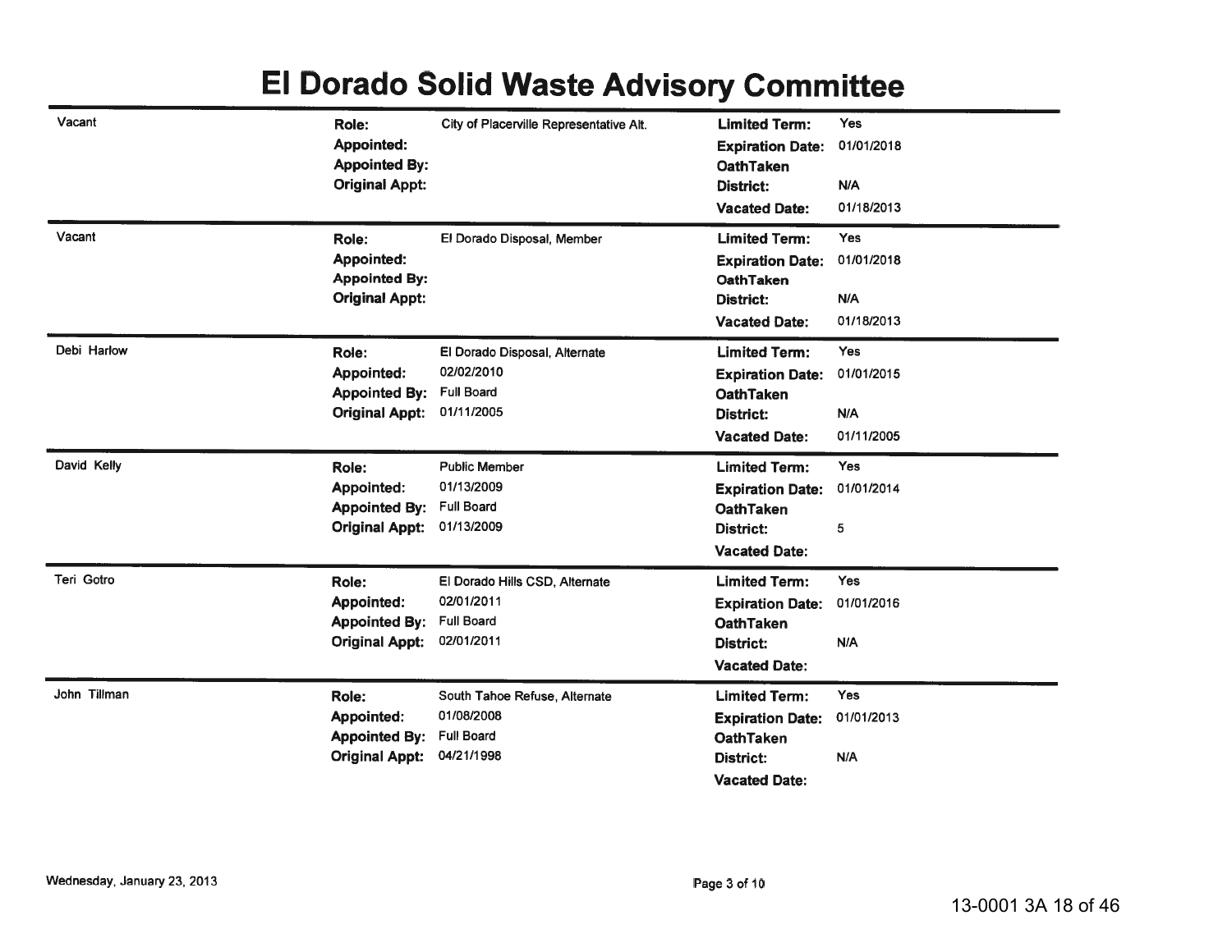# El Dorado Solid Waste Advisory Committee

| Name | | | | |
|---|---|---|---|---|
| Vacant | **Role:** | City of Placerville Representative Alt. | **Limited Term:** | Yes |
| | **Appointed:** | | **Expiration Date:** | 01/01/2018 |
| | **Appointed By:** | | **OathTaken** | |
| | **Original Appt:** | | **District:** | N/A |
| | | | **Vacated Date:** | 01/18/2013 |
| Vacant | **Role:** | El Dorado Disposal, Member | **Limited Term:** | Yes |
| | **Appointed:** | | **Expiration Date:** | 01/01/2018 |
| | **Appointed By:** | | **OathTaken** | |
| | **Original Appt:** | | **District:** | N/A |
| | | | **Vacated Date:** | 01/18/2013 |
| Debi Harlow | **Role:** | El Dorado Disposal, Alternate | **Limited Term:** | Yes |
| | **Appointed:** | 02/02/2010 | **Expiration Date:** | 01/01/2015 |
| | **Appointed By:** | Full Board | **OathTaken** | |
| | **Original Appt:** | 01/11/2005 | **District:** | N/A |
| | | | **Vacated Date:** | 01/11/2005 |
| David Kelly | **Role:** | Public Member | **Limited Term:** | Yes |
| | **Appointed:** | 01/13/2009 | **Expiration Date:** | 01/01/2014 |
| | **Appointed By:** | Full Board | **OathTaken** | |
| | **Original Appt:** | 01/13/2009 | **District:** | 5 |
| | | | **Vacated Date:** | |
| Teri Gotro | **Role:** | El Dorado Hills CSD, Alternate | **Limited Term:** | Yes |
| | **Appointed:** | 02/01/2011 | **Expiration Date:** | 01/01/2016 |
| | **Appointed By:** | Full Board | **OathTaken** | |
| | **Original Appt:** | 02/01/2011 | **District:** | N/A |
| | | | **Vacated Date:** | |
| John Tillman | **Role:** | South Tahoe Refuse, Alternate | **Limited Term:** | Yes |
| | **Appointed:** | 01/08/2008 | **Expiration Date:** | 01/01/2013 |
| | **Appointed By:** | Full Board | **OathTaken** | |
| | **Original Appt:** | 04/21/1998 | **District:** | N/A |
| | | | **Vacated Date:** | |

Wednesday, January 23, 2013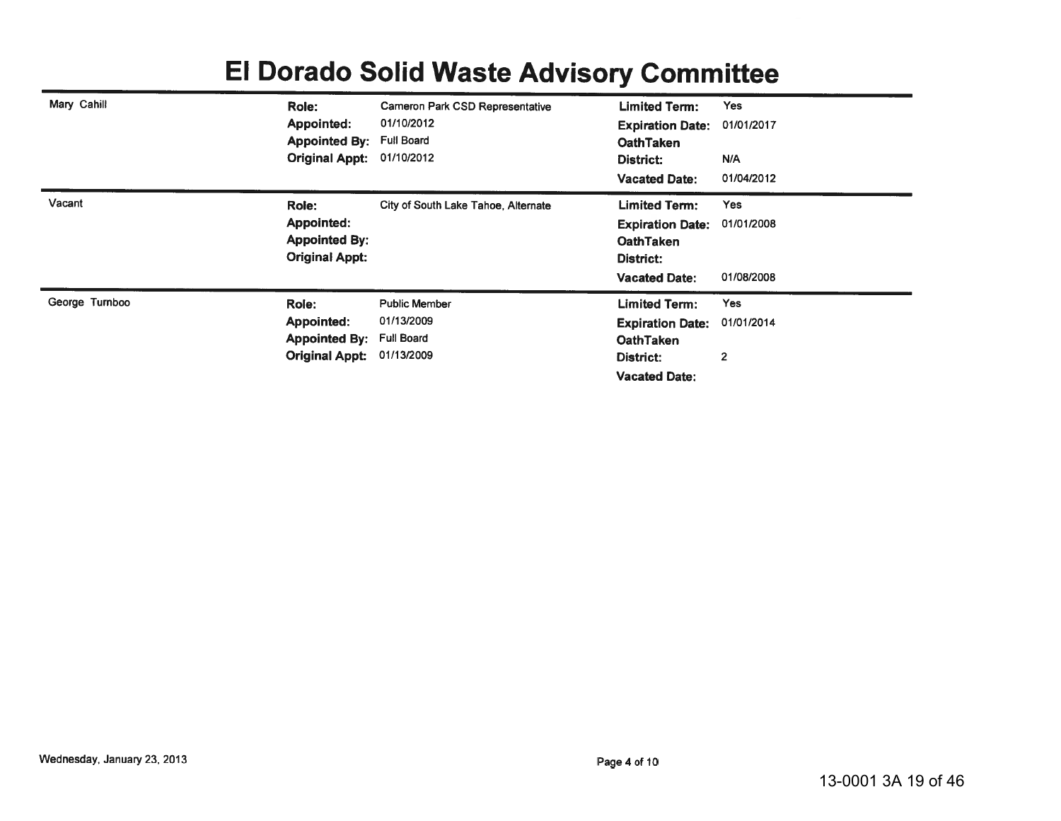# El Dorado Solid Waste Advisory Committee

| Name | | | | |
|---|---|---|---|---|
| Mary Cahill | **Role:** | Cameron Park CSD Representative | **Limited Term:** | Yes |
| | **Appointed:** | 01/10/2012 | **Expiration Date:** | 01/01/2017 |
| | **Appointed By:** | Full Board | **OathTaken** | |
| | **Original Appt:** | 01/10/2012 | **District:** | N/A |
| | | | **Vacated Date:** | 01/04/2012 |
| Vacant | **Role:** | City of South Lake Tahoe, Alternate | **Limited Term:** | Yes |
| | **Appointed:** | | **Expiration Date:** | 01/01/2008 |
| | **Appointed By:** | | **OathTaken** | |
| | **Original Appt:** | | **District:** | |
| | | | **Vacated Date:** | 01/08/2008 |
| George Turnboo | **Role:** | Public Member | **Limited Term:** | Yes |
| | **Appointed:** | 01/13/2009 | **Expiration Date:** | 01/01/2014 |
| | **Appointed By:** | Full Board | **OathTaken** | |
| | **Original Appt:** | 01/13/2009 | **District:** | 2 |
| | | | **Vacated Date:** | |

Wednesday, January 23, 2013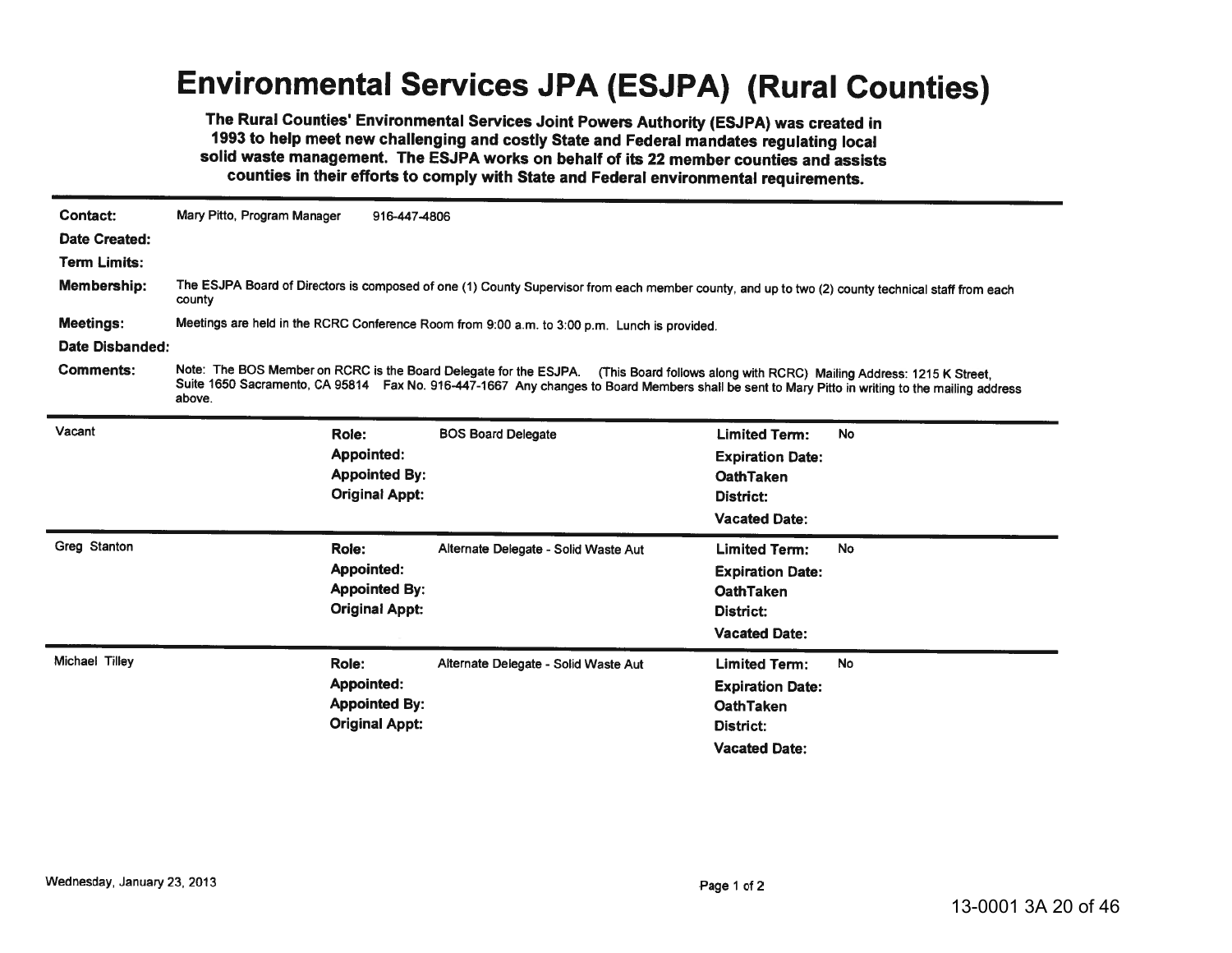# Environmental Services JPA (ESJPA) (Rural Counties)

**The Rural Counties' Environmental Services Joint Powers Authority (ESJPA) was created in 1993 to help meet new challenging and costly State and Federal mandates regulating local solid waste management. The ESJPA works on behalf of its 22 member counties and assists counties in their efforts to comply with State and Federal environmental requirements.**

---

**Contact:** Mary Pitto, Program Manager 916-447-4806

**Date Created:**

**Term Limits:**

**Membership:** The ESJPA Board of Directors is composed of one (1) County Supervisor from each member county, and up to two (2) county technical staff from each county

**Meetings:** Meetings are held in the RCRC Conference Room from 9:00 a.m. to 3:00 p.m. Lunch is provided.

**Date Disbanded:**

**Comments:** Note: The BOS Member on RCRC is the Board Delegate for the ESJPA. (This Board follows along with RCRC) Mailing Address: 1215 K Street, Suite 1650 Sacramento, CA 95814 Fax No. 916-447-1667 Any changes to Board Members shall be sent to Mary Pitto in writing to the mailing address above.

---

**Vacant**

| | | | |
|---|---|---|---|
| **Role:** | BOS Board Delegate | **Limited Term:** | No |
| **Appointed:** | | **Expiration Date:** | |
| **Appointed By:** | | **OathTaken** | |
| **Original Appt:** | | **District:** | |
| | | **Vacated Date:** | |

---

**Greg Stanton**

| | | | |
|---|---|---|---|
| **Role:** | Alternate Delegate - Solid Waste Aut | **Limited Term:** | No |
| **Appointed:** | | **Expiration Date:** | |
| **Appointed By:** | | **OathTaken** | |
| **Original Appt:** | | **District:** | |
| | | **Vacated Date:** | |

---

**Michael Tilley**

| | | | |
|---|---|---|---|
| **Role:** | Alternate Delegate - Solid Waste Aut | **Limited Term:** | No |
| **Appointed:** | | **Expiration Date:** | |
| **Appointed By:** | | **OathTaken** | |
| **Original Appt:** | | **District:** | |
| | | **Vacated Date:** | |

Wednesday, January 23, 2013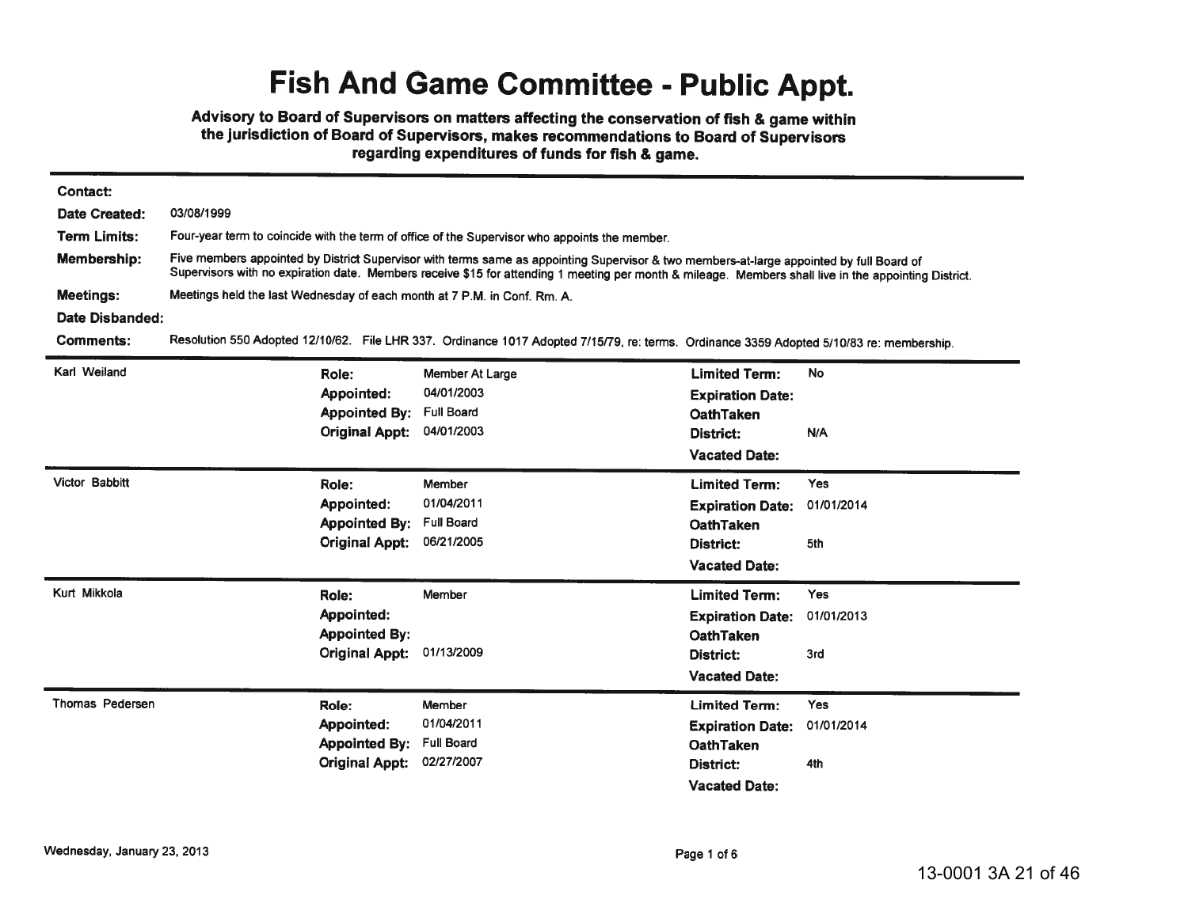# Fish And Game Committee - Public Appt.

**Advisory to Board of Supervisors on matters affecting the conservation of fish & game within the jurisdiction of Board of Supervisors, makes recommendations to Board of Supervisors regarding expenditures of funds for fish & game.**

**Contact:**

**Date Created:** 03/08/1999

**Term Limits:** Four-year term to coincide with the term of office of the Supervisor who appoints the member.

**Membership:** Five members appointed by District Supervisor with terms same as appointing Supervisor & two members-at-large appointed by full Board of Supervisors with no expiration date. Members receive $15 for attending 1 meeting per month & mileage. Members shall live in the appointing District.

**Meetings:** Meetings held the last Wednesday of each month at 7 P.M. in Conf. Rm. A.

**Date Disbanded:**

**Comments:** Resolution 550 Adopted 12/10/62. File LHR 337. Ordinance 1017 Adopted 7/15/79, re: terms. Ordinance 3359 Adopted 5/10/83 re: membership.

---

**Karl Weiland**

| | | | |
|---|---|---|---|
| **Role:** | Member At Large | **Limited Term:** | No |
| **Appointed:** | 04/01/2003 | **Expiration Date:** | |
| **Appointed By:** | Full Board | **OathTaken** | |
| **Original Appt:** | 04/01/2003 | **District:** | N/A |
| | | **Vacated Date:** | |

---

**Victor Babbitt**

| | | | |
|---|---|---|---|
| **Role:** | Member | **Limited Term:** | Yes |
| **Appointed:** | 01/04/2011 | **Expiration Date:** | 01/01/2014 |
| **Appointed By:** | Full Board | **OathTaken** | |
| **Original Appt:** | 06/21/2005 | **District:** | 5th |
| | | **Vacated Date:** | |

---

**Kurt Mikkola**

| | | | |
|---|---|---|---|
| **Role:** | Member | **Limited Term:** | Yes |
| **Appointed:** | | **Expiration Date:** | 01/01/2013 |
| **Appointed By:** | | **OathTaken** | |
| **Original Appt:** | 01/13/2009 | **District:** | 3rd |
| | | **Vacated Date:** | |

---

**Thomas Pedersen**

| | | | |
|---|---|---|---|
| **Role:** | Member | **Limited Term:** | Yes |
| **Appointed:** | 01/04/2011 | **Expiration Date:** | 01/01/2014 |
| **Appointed By:** | Full Board | **OathTaken** | |
| **Original Appt:** | 02/27/2007 | **District:** | 4th |
| | | **Vacated Date:** | |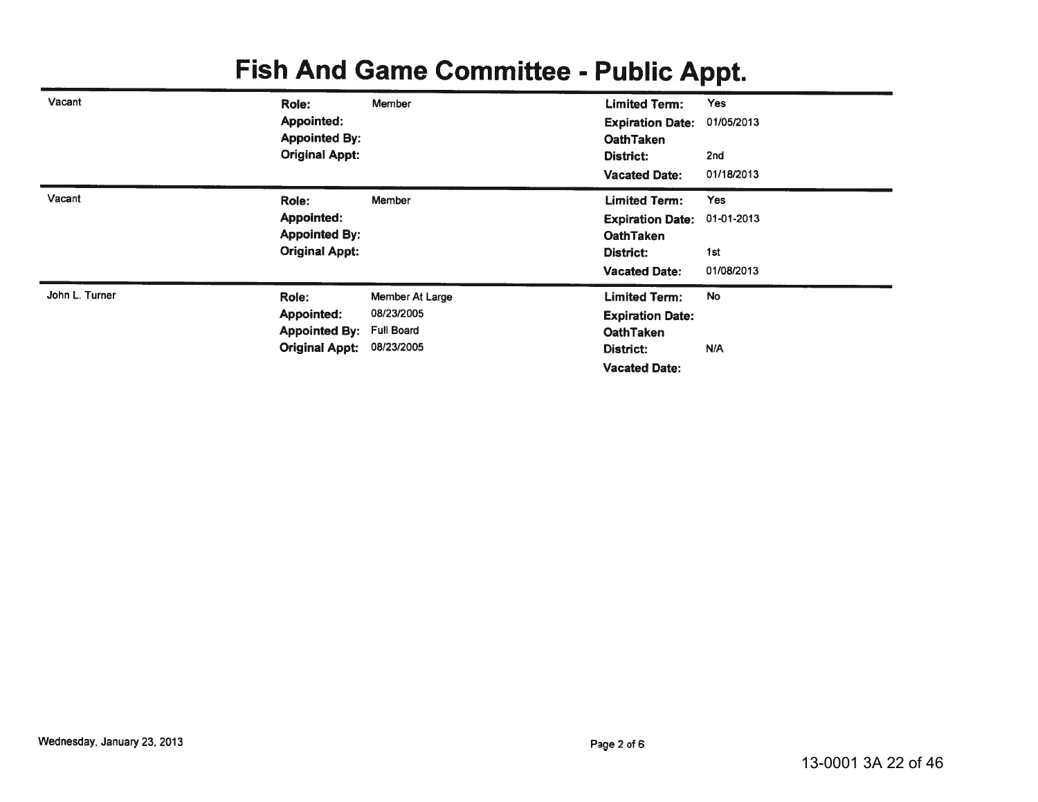# Fish And Game Committee - Public Appt.

| Name | Field | Value | Field | Value |
|---|---|---|---|---|
| Vacant | **Role:** | Member | **Limited Term:** | Yes |
| | **Appointed:** | | **Expiration Date:** | 01/05/2013 |
| | **Appointed By:** | | **OathTaken** | |
| | **Original Appt:** | | **District:** | 2nd |
| | | | **Vacated Date:** | 01/18/2013 |
| Vacant | **Role:** | Member | **Limited Term:** | Yes |
| | **Appointed:** | | **Expiration Date:** | 01-01-2013 |
| | **Appointed By:** | | **OathTaken** | |
| | **Original Appt:** | | **District:** | 1st |
| | | | **Vacated Date:** | 01/08/2013 |
| John L. Turner | **Role:** | Member At Large | **Limited Term:** | No |
| | **Appointed:** | 08/23/2005 | **Expiration Date:** | |
| | **Appointed By:** | Full Board | **OathTaken** | |
| | **Original Appt:** | 08/23/2005 | **District:** | N/A |
| | | | **Vacated Date:** | |

Wednesday, January 23, 2013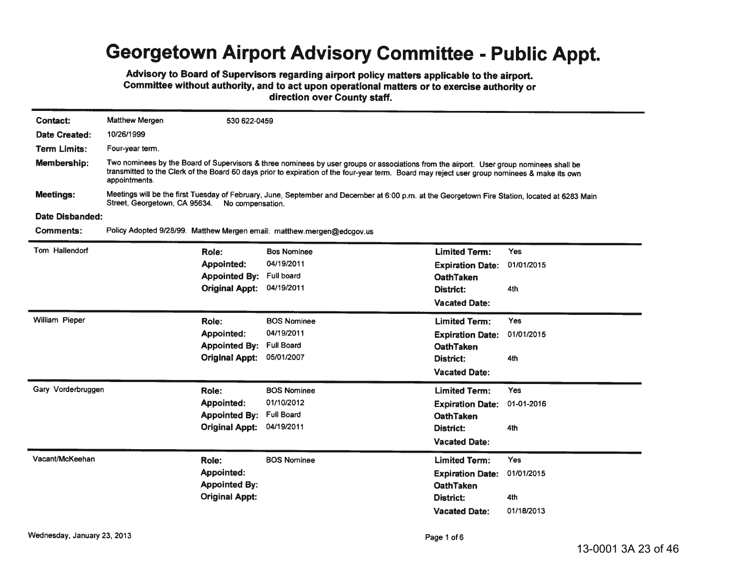# Georgetown Airport Advisory Committee - Public Appt.

**Advisory to Board of Supervisors regarding airport policy matters applicable to the airport. Committee without authority, and to act upon operational matters or to exercise authority or direction over County staff.**

**Contact:** Matthew Mergen 530 622-0459

**Date Created:** 10/26/1999

**Term Limits:** Four-year term.

**Membership:** Two nominees by the Board of Supervisors & three nominees by user groups or associations from the airport. User group nominees shall be transmitted to the Clerk of the Board 60 days prior to expiration of the four-year term. Board may reject user group nominees & make its own appointments.

**Meetings:** Meetings will be the first Tuesday of February, June, September and December at 6:00 p.m. at the Georgetown Fire Station, located at 6283 Main Street, Georgetown, CA 95634. No compensation.

**Date Disbanded:**

**Comments:** Policy Adopted 9/28/99. Matthew Mergen email: matthew.mergen@edcgov.us

| Name | Role | Appointed | Appointed By | Original Appt | Limited Term | Expiration Date | OathTaken | District | Vacated Date |
|---|---|---|---|---|---|---|---|---|---|
| Tom Hallendorf | Bos Nominee | 04/19/2011 | Full board | 04/19/2011 | Yes | 01/01/2015 | | 4th | |
| William Pieper | BOS Nominee | 04/19/2011 | Full Board | 05/01/2007 | Yes | 01/01/2015 | | 4th | |
| Gary Vorderbruggen | BOS Nominee | 01/10/2012 | Full Board | 04/19/2011 | Yes | 01-01-2016 | | 4th | |
| Vacant/McKeehan | BOS Nominee | | | | Yes | 01/01/2015 | | 4th | 01/18/2013 |

Wednesday, January 23, 2013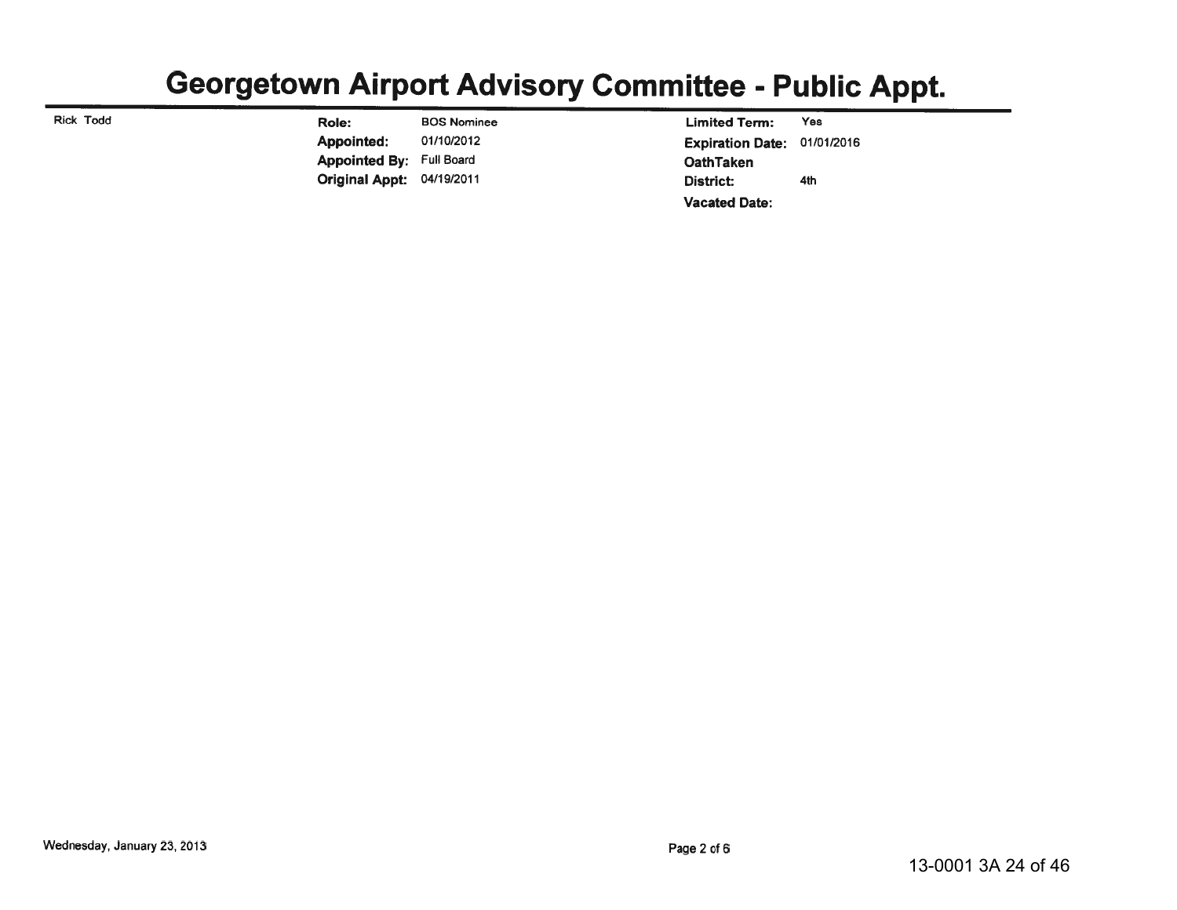# Georgetown Airport Advisory Committee - Public Appt.

Rick Todd

**Role:** BOS Nominee
**Appointed:** 01/10/2012
**Appointed By:** Full Board
**Original Appt:** 04/19/2011

**Limited Term:** Yes
**Expiration Date:** 01/01/2016
**OathTaken**
**District:** 4th
**Vacated Date:**

Wednesday, January 23, 2013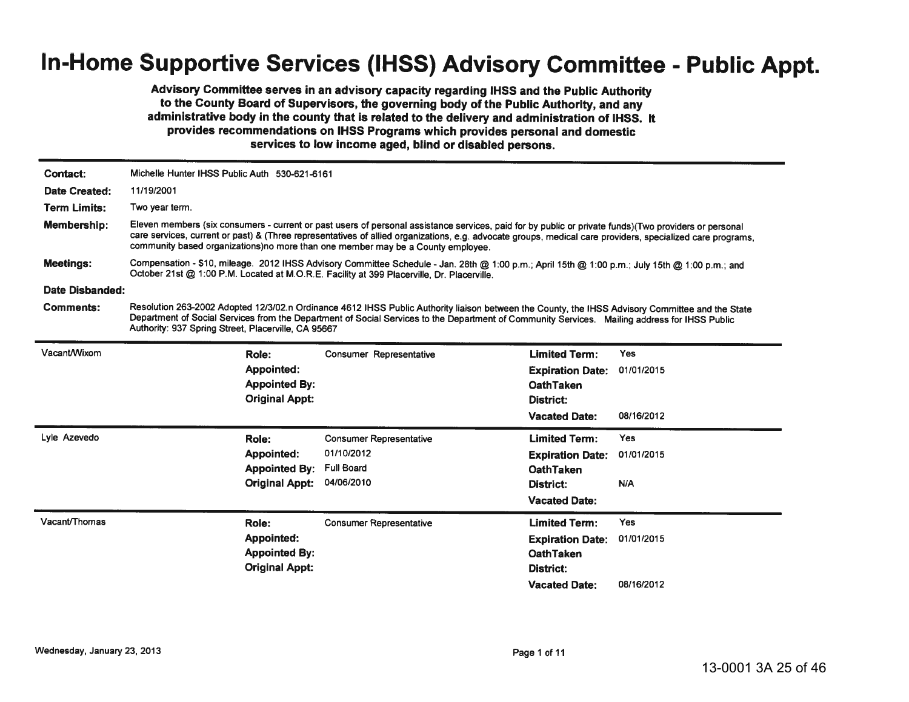# In-Home Supportive Services (IHSS) Advisory Committee - Public Appt.

**Advisory Committee serves in an advisory capacity regarding IHSS and the Public Authority to the County Board of Supervisors, the governing body of the Public Authority, and any administrative body in the county that is related to the delivery and administration of IHSS. It provides recommendations on IHSS Programs which provides personal and domestic services to low income aged, blind or disabled persons.**

**Contact:** Michelle Hunter IHSS Public Auth 530-621-6161

**Date Created:** 11/19/2001

**Term Limits:** Two year term.

**Membership:** Eleven members (six consumers - current or past users of personal assistance services, paid for by public or private funds)(Two providers or personal care services, current or past) & (Three representatives of allied organizations, e.g. advocate groups, medical care providers, specialized care programs, community based organizations)no more than one member may be a County employee.

**Meetings:** Compensation - $10, mileage. 2012 IHSS Advisory Committee Schedule - Jan. 28th @ 1:00 p.m.; April 15th @ 1:00 p.m.; July 15th @ 1:00 p.m.; and October 21st @ 1:00 P.M. Located at M.O.R.E. Facility at 399 Placerville, Dr. Placerville.

**Date Disbanded:**

**Comments:** Resolution 263-2002 Adopted 12/3/02.n Ordinance 4612 IHSS Public Authority liaison between the County, the IHSS Advisory Committee and the State Department of Social Services from the Department of Social Services to the Department of Community Services. Mailing address for IHSS Public Authority: 937 Spring Street, Placerville, CA 95667

---

**Vacant/Wixom**

| | | | |
|---|---|---|---|
| **Role:** | Consumer Representative | **Limited Term:** | Yes |
| **Appointed:** | | **Expiration Date:** | 01/01/2015 |
| **Appointed By:** | | **OathTaken** | |
| **Original Appt:** | | **District:** | |
| | | **Vacated Date:** | 08/16/2012 |

---

**Lyle Azevedo**

| | | | |
|---|---|---|---|
| **Role:** | Consumer Representative | **Limited Term:** | Yes |
| **Appointed:** | 01/10/2012 | **Expiration Date:** | 01/01/2015 |
| **Appointed By:** | Full Board | **OathTaken** | |
| **Original Appt:** | 04/06/2010 | **District:** | N/A |
| | | **Vacated Date:** | |

---

**Vacant/Thomas**

| | | | |
|---|---|---|---|
| **Role:** | Consumer Representative | **Limited Term:** | Yes |
| **Appointed:** | | **Expiration Date:** | 01/01/2015 |
| **Appointed By:** | | **OathTaken** | |
| **Original Appt:** | | **District:** | |
| | | **Vacated Date:** | 08/16/2012 |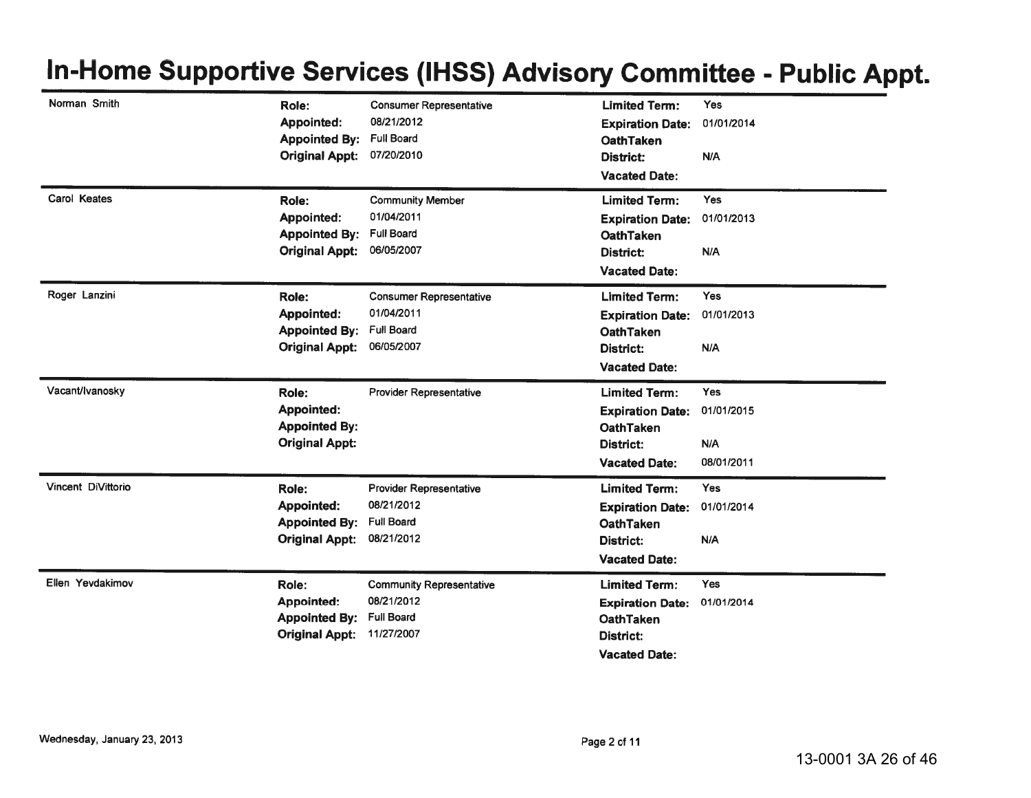# In-Home Supportive Services (IHSS) Advisory Committee - Public Appt.

| Name | Role | Appointed | Appointed By | Original Appt | Limited Term | Expiration Date | OathTaken | District | Vacated Date |
|---|---|---|---|---|---|---|---|---|---|
| Norman Smith | Consumer Representative | 08/21/2012 | Full Board | 07/20/2010 | Yes | 01/01/2014 | | N/A | |
| Carol Keates | Community Member | 01/04/2011 | Full Board | 06/05/2007 | Yes | 01/01/2013 | | N/A | |
| Roger Lanzini | Consumer Representative | 01/04/2011 | Full Board | 06/05/2007 | Yes | 01/01/2013 | | N/A | |
| Vacant/Ivanosky | Provider Representative | | | | Yes | 01/01/2015 | | N/A | 08/01/2011 |
| Vincent DiVittorio | Provider Representative | 08/21/2012 | Full Board | 08/21/2012 | Yes | 01/01/2014 | | N/A | |
| Ellen Yevdakimov | Community Representative | 08/21/2012 | Full Board | 11/27/2007 | Yes | 01/01/2014 | | | |

Wednesday, January 23, 2013

13-0001 3A 26 of 46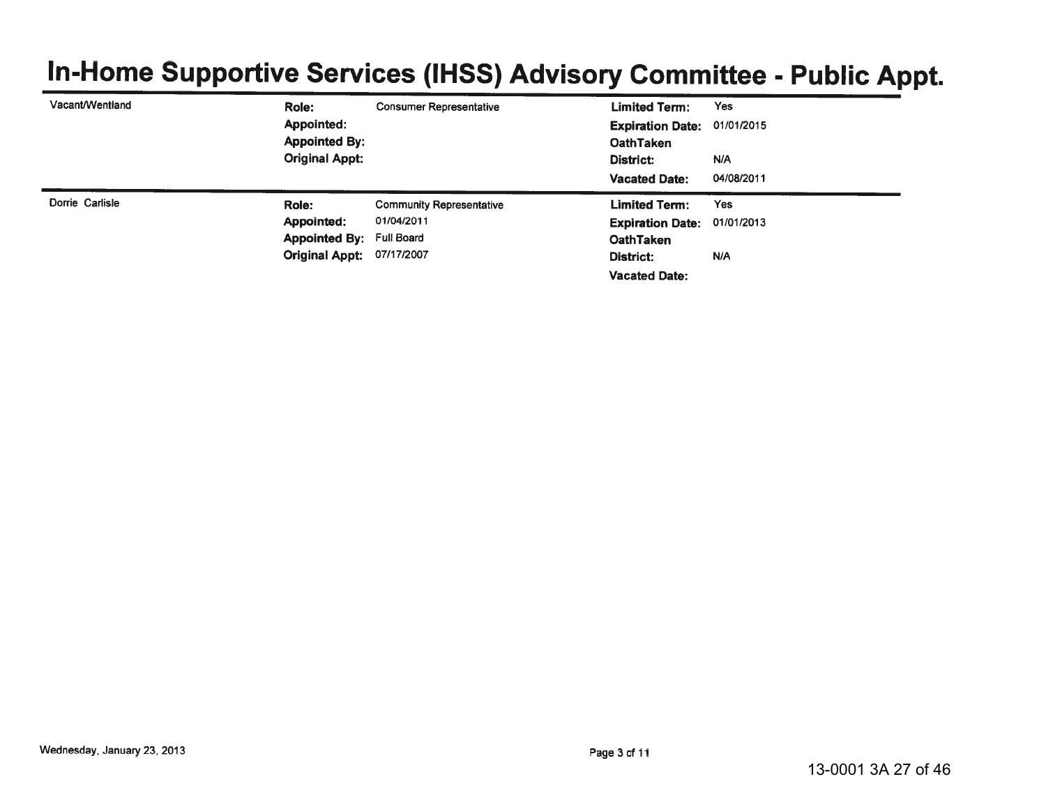# In-Home Supportive Services (IHSS) Advisory Committee - Public Appt.

| Name | | | | |
|---|---|---|---|---|
| Vacant/Wentland | **Role:** | Consumer Representative | **Limited Term:** | Yes |
| | **Appointed:** | | **Expiration Date:** | 01/01/2015 |
| | **Appointed By:** | | **OathTaken** | |
| | **Original Appt:** | | **District:** | N/A |
| | | | **Vacated Date:** | 04/08/2011 |
| Dorrie Carlisle | **Role:** | Community Representative | **Limited Term:** | Yes |
| | **Appointed:** | 01/04/2011 | **Expiration Date:** | 01/01/2013 |
| | **Appointed By:** | Full Board | **OathTaken** | |
| | **Original Appt:** | 07/17/2007 | **District:** | N/A |
| | | | **Vacated Date:** | |

Wednesday, January 23, 2013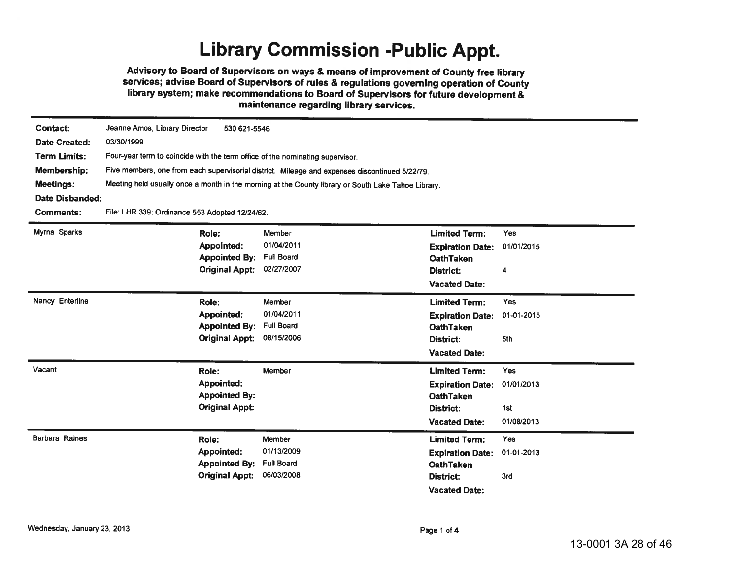# Library Commission -Public Appt.

**Advisory to Board of Supervisors on ways & means of improvement of County free library services; advise Board of Supervisors of rules & regulations governing operation of County library system; make recommendations to Board of Supervisors for future development & maintenance regarding library services.**

**Contact:** Jeanne Amos, Library Director 530 621-5546

**Date Created:** 03/30/1999

**Term Limits:** Four-year term to coincide with the term office of the nominating supervisor.

**Membership:** Five members, one from each supervisorial district. Mileage and expenses discontinued 5/22/79.

**Meetings:** Meeting held usually once a month in the morning at the County library or South Lake Tahoe Library.

**Date Disbanded:**

**Comments:** File: LHR 339; Ordinance 553 Adopted 12/24/62.

---

**Myrna Sparks**

| | | | |
|---|---|---|---|
| **Role:** | Member | **Limited Term:** | Yes |
| **Appointed:** | 01/04/2011 | **Expiration Date:** | 01/01/2015 |
| **Appointed By:** | Full Board | **OathTaken** | |
| **Original Appt:** | 02/27/2007 | **District:** | 4 |
| | | **Vacated Date:** | |

---

**Nancy Enterline**

| | | | |
|---|---|---|---|
| **Role:** | Member | **Limited Term:** | Yes |
| **Appointed:** | 01/04/2011 | **Expiration Date:** | 01-01-2015 |
| **Appointed By:** | Full Board | **OathTaken** | |
| **Original Appt:** | 08/15/2006 | **District:** | 5th |
| | | **Vacated Date:** | |

---

**Vacant**

| | | | |
|---|---|---|---|
| **Role:** | Member | **Limited Term:** | Yes |
| **Appointed:** | | **Expiration Date:** | 01/01/2013 |
| **Appointed By:** | | **OathTaken** | |
| **Original Appt:** | | **District:** | 1st |
| | | **Vacated Date:** | 01/08/2013 |

---

**Barbara Raines**

| | | | |
|---|---|---|---|
| **Role:** | Member | **Limited Term:** | Yes |
| **Appointed:** | 01/13/2009 | **Expiration Date:** | 01-01-2013 |
| **Appointed By:** | Full Board | **OathTaken** | |
| **Original Appt:** | 06/03/2008 | **District:** | 3rd |
| | | **Vacated Date:** | |

Wednesday, January 23, 2013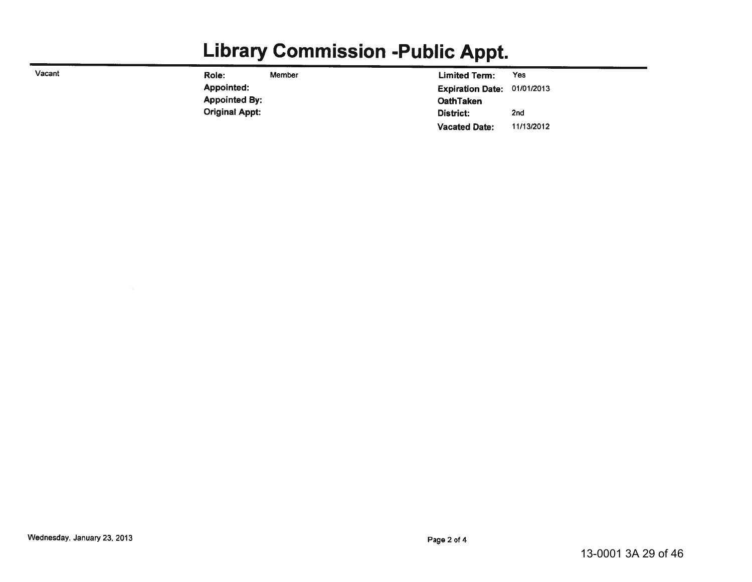# Library Commission -Public Appt.

Vacant

| | | | |
|---|---|---|---|
| **Role:** | Member | **Limited Term:** | Yes |
| **Appointed:** | | **Expiration Date:** | 01/01/2013 |
| **Appointed By:** | | **OathTaken** | |
| **Original Appt:** | | **District:** | 2nd |
| | | **Vacated Date:** | 11/13/2012 |

Wednesday, January 23, 2013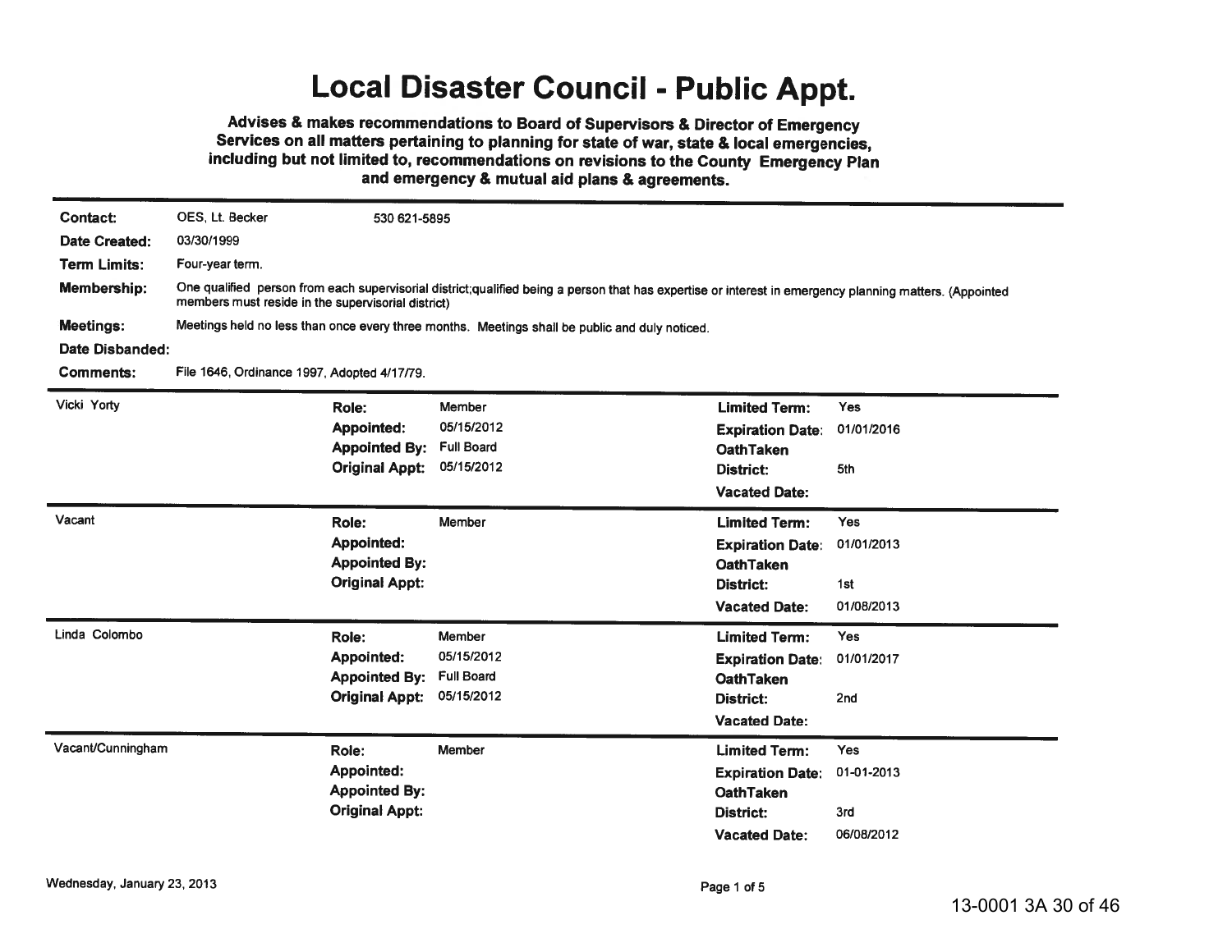# Local Disaster Council - Public Appt.

**Advises & makes recommendations to Board of Supervisors & Director of Emergency Services on all matters pertaining to planning for state of war, state & local emergencies, including but not limited to, recommendations on revisions to the County Emergency Plan and emergency & mutual aid plans & agreements.**

**Contact:** OES, Lt. Becker 530 621-5895

**Date Created:** 03/30/1999

**Term Limits:** Four-year term.

**Membership:** One qualified person from each supervisorial district;qualified being a person that has expertise or interest in emergency planning matters. (Appointed members must reside in the supervisorial district)

**Meetings:** Meetings held no less than once every three months. Meetings shall be public and duly noticed.

**Date Disbanded:**

**Comments:** File 1646, Ordinance 1997, Adopted 4/17/79.

---

**Vicki Yorty**

| | | | |
|---|---|---|---|
| **Role:** | Member | **Limited Term:** | Yes |
| **Appointed:** | 05/15/2012 | **Expiration Date:** | 01/01/2016 |
| **Appointed By:** | Full Board | **OathTaken** | |
| **Original Appt:** | 05/15/2012 | **District:** | 5th |
| | | **Vacated Date:** | |

---

**Vacant**

| | | | |
|---|---|---|---|
| **Role:** | Member | **Limited Term:** | Yes |
| **Appointed:** | | **Expiration Date:** | 01/01/2013 |
| **Appointed By:** | | **OathTaken** | |
| **Original Appt:** | | **District:** | 1st |
| | | **Vacated Date:** | 01/08/2013 |

---

**Linda Colombo**

| | | | |
|---|---|---|---|
| **Role:** | Member | **Limited Term:** | Yes |
| **Appointed:** | 05/15/2012 | **Expiration Date:** | 01/01/2017 |
| **Appointed By:** | Full Board | **OathTaken** | |
| **Original Appt:** | 05/15/2012 | **District:** | 2nd |
| | | **Vacated Date:** | |

---

**Vacant/Cunningham**

| | | | |
|---|---|---|---|
| **Role:** | Member | **Limited Term:** | Yes |
| **Appointed:** | | **Expiration Date:** | 01-01-2013 |
| **Appointed By:** | | **OathTaken** | |
| **Original Appt:** | | **District:** | 3rd |
| | | **Vacated Date:** | 06/08/2012 |

Wednesday, January 23, 2013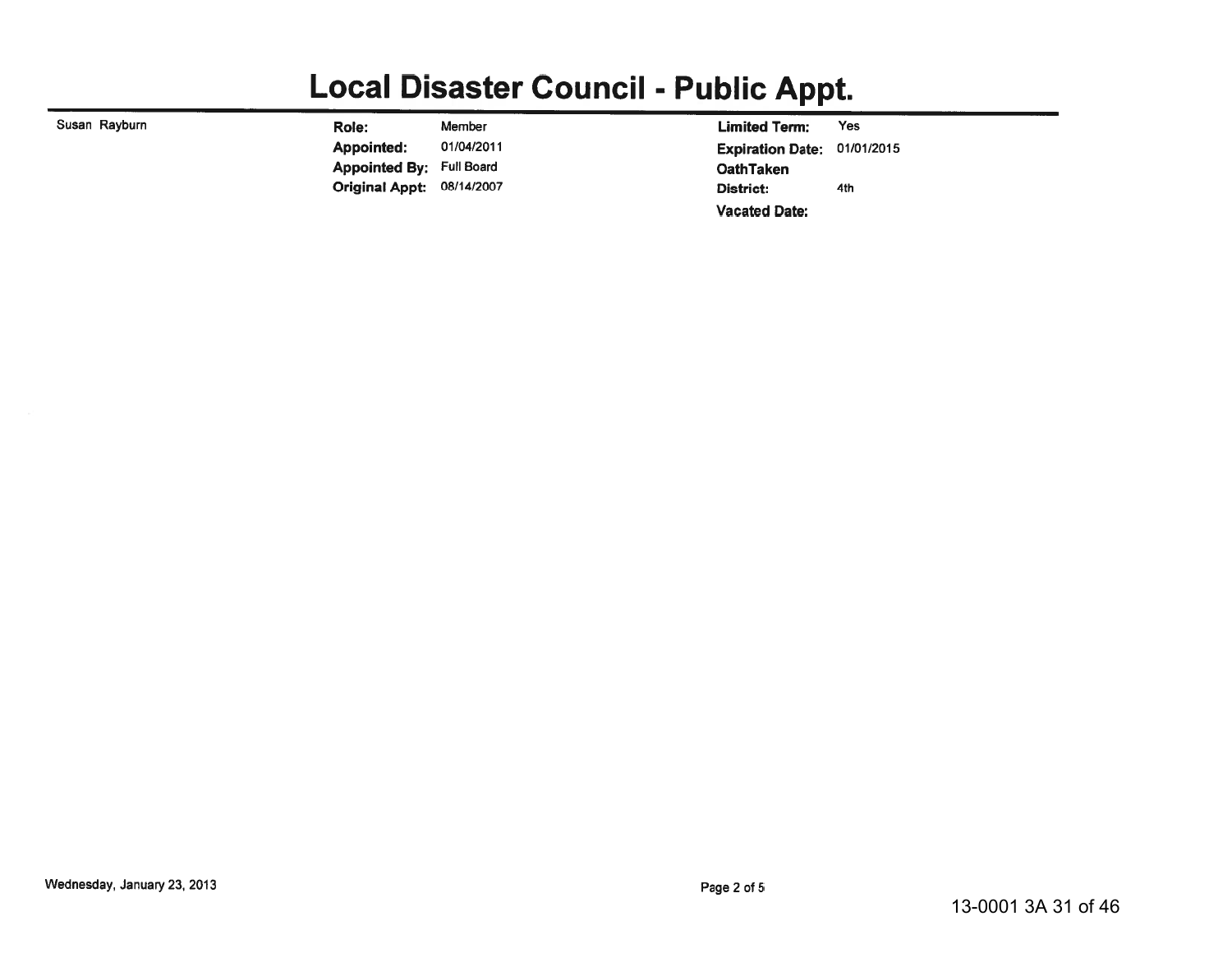# Local Disaster Council - Public Appt.

Susan Rayburn

| | | | |
|---|---|---|---|
| **Role:** | Member | **Limited Term:** | Yes |
| **Appointed:** | 01/04/2011 | **Expiration Date:** | 01/01/2015 |
| **Appointed By:** | Full Board | **OathTaken** | |
| **Original Appt:** | 08/14/2007 | **District:** | 4th |
| | | **Vacated Date:** | |

Wednesday, January 23, 2013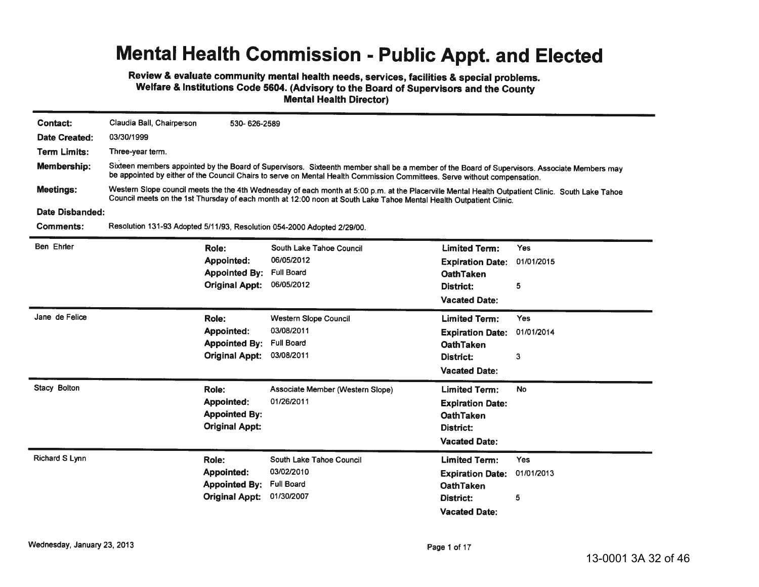# Mental Health Commission - Public Appt. and Elected

**Review & evaluate community mental health needs, services, facilities & special problems. Welfare & Institutions Code 5604. (Advisory to the Board of Supervisors and the County Mental Health Director)**

**Contact:** Claudia Ball, Chairperson 530- 626-2589

**Date Created:** 03/30/1999

**Term Limits:** Three-year term.

**Membership:** Sixteen members appointed by the Board of Supervisors. Sixteenth member shall be a member of the Board of Supervisors. Associate Members may be appointed by either of the Council Chairs to serve on Mental Health Commission Committees. Serve without compensation.

**Meetings:** Western Slope council meets the the 4th Wednesday of each month at 5:00 p.m. at the Placerville Mental Health Outpatient Clinic. South Lake Tahoe Council meets on the 1st Thursday of each month at 12:00 noon at South Lake Tahoe Mental Health Outpatient Clinic.

**Date Disbanded:**

**Comments:** Resolution 131-93 Adopted 5/11/93, Resolution 054-2000 Adopted 2/29/00.

---

**Ben Ehrler**

| | | | |
|---|---|---|---|
| **Role:** | South Lake Tahoe Council | **Limited Term:** | Yes |
| **Appointed:** | 06/05/2012 | **Expiration Date:** | 01/01/2015 |
| **Appointed By:** | Full Board | **OathTaken** | |
| **Original Appt:** | 06/05/2012 | **District:** | 5 |
| | | **Vacated Date:** | |

---

**Jane de Felice**

| | | | |
|---|---|---|---|
| **Role:** | Western Slope Council | **Limited Term:** | Yes |
| **Appointed:** | 03/08/2011 | **Expiration Date:** | 01/01/2014 |
| **Appointed By:** | Full Board | **OathTaken** | |
| **Original Appt:** | 03/08/2011 | **District:** | 3 |
| | | **Vacated Date:** | |

---

**Stacy Bolton**

| | | | |
|---|---|---|---|
| **Role:** | Associate Member (Western Slope) | **Limited Term:** | No |
| **Appointed:** | 01/26/2011 | **Expiration Date:** | |
| **Appointed By:** | | **OathTaken** | |
| **Original Appt:** | | **District:** | |
| | | **Vacated Date:** | |

---

**Richard S Lynn**

| | | | |
|---|---|---|---|
| **Role:** | South Lake Tahoe Council | **Limited Term:** | Yes |
| **Appointed:** | 03/02/2010 | **Expiration Date:** | 01/01/2013 |
| **Appointed By:** | Full Board | **OathTaken** | |
| **Original Appt:** | 01/30/2007 | **District:** | 5 |
| | | **Vacated Date:** | |

Wednesday, January 23, 2013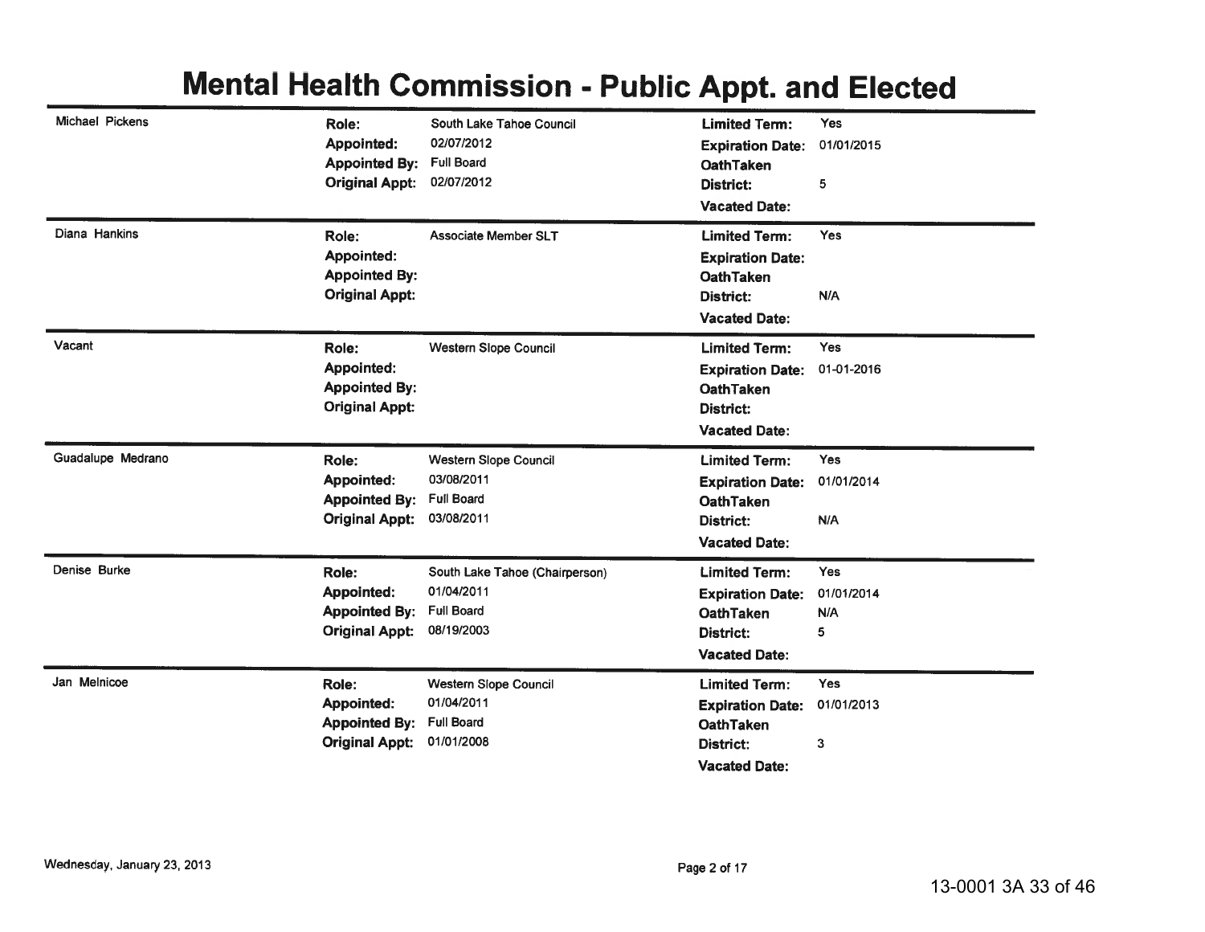# Mental Health Commission - Public Appt. and Elected

| Name | Role | Appointed | Appointed By | Original Appt | Limited Term | Expiration Date | OathTaken | District | Vacated Date |
|---|---|---|---|---|---|---|---|---|---|
| Michael Pickens | South Lake Tahoe Council | 02/07/2012 | Full Board | 02/07/2012 | Yes | 01/01/2015 | | 5 | |
| Diana Hankins | Associate Member SLT | | | | Yes | | | N/A | |
| Vacant | Western Slope Council | | | | Yes | 01-01-2016 | | | |
| Guadalupe Medrano | Western Slope Council | 03/08/2011 | Full Board | 03/08/2011 | Yes | 01/01/2014 | | N/A | |
| Denise Burke | South Lake Tahoe (Chairperson) | 01/04/2011 | Full Board | 08/19/2003 | Yes | 01/01/2014 | N/A | 5 | |
| Jan Melnicoe | Western Slope Council | 01/04/2011 | Full Board | 01/01/2008 | Yes | 01/01/2013 | | 3 | |

Wednesday, January 23, 2013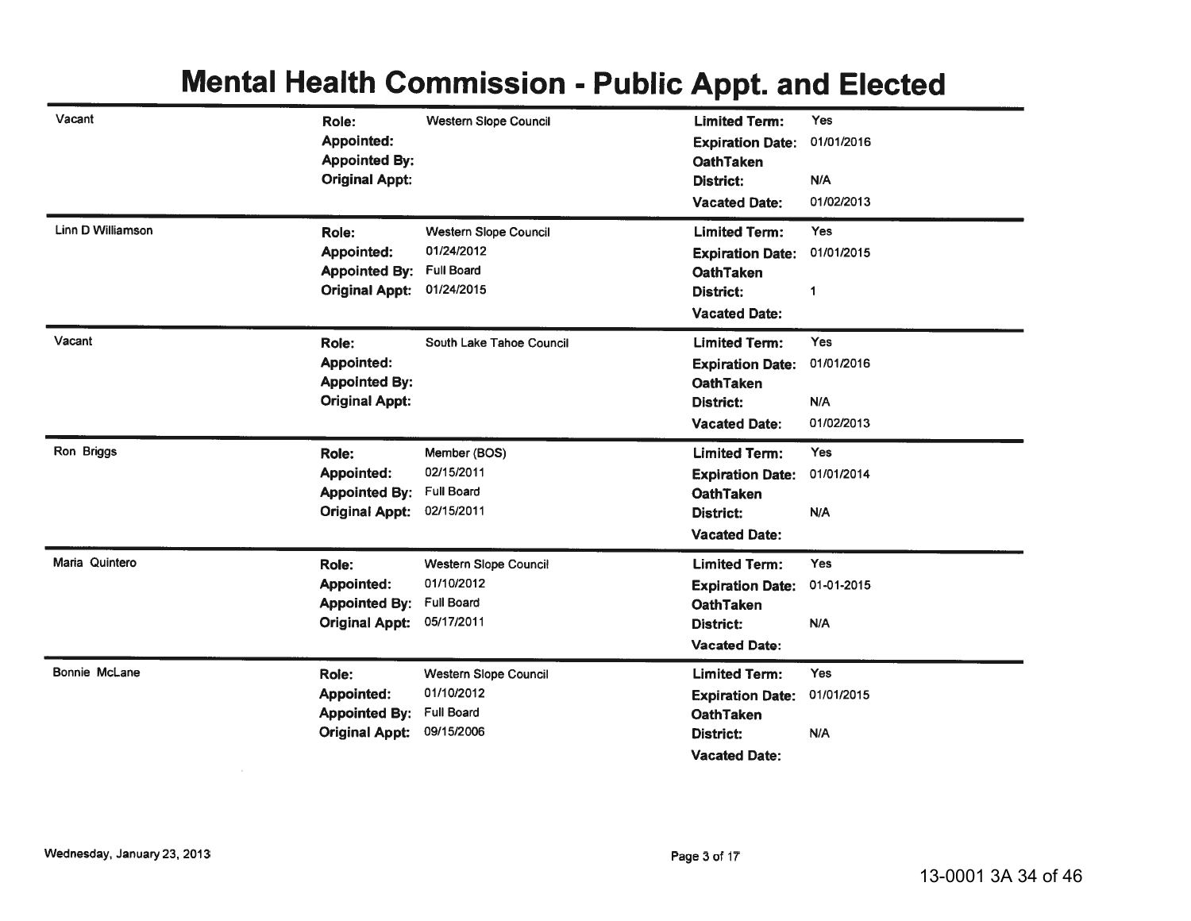# Mental Health Commission - Public Appt. and Elected

| Name | Role | Appointed | Appointed By | Original Appt | Limited Term | Expiration Date | OathTaken | District | Vacated Date |
|---|---|---|---|---|---|---|---|---|---|
| Vacant | Western Slope Council | | | | Yes | 01/01/2016 | | N/A | 01/02/2013 |
| Linn D Williamson | Western Slope Council | 01/24/2012 | Full Board | 01/24/2015 | Yes | 01/01/2015 | | 1 | |
| Vacant | South Lake Tahoe Council | | | | Yes | 01/01/2016 | | N/A | 01/02/2013 |
| Ron Briggs | Member (BOS) | 02/15/2011 | Full Board | 02/15/2011 | Yes | 01/01/2014 | | N/A | |
| Maria Quintero | Western Slope Council | 01/10/2012 | Full Board | 05/17/2011 | Yes | 01-01-2015 | | N/A | |
| Bonnie McLane | Western Slope Council | 01/10/2012 | Full Board | 09/15/2006 | Yes | 01/01/2015 | | N/A | |

Wednesday, January 23, 2013

13-0001 3A 34 of 46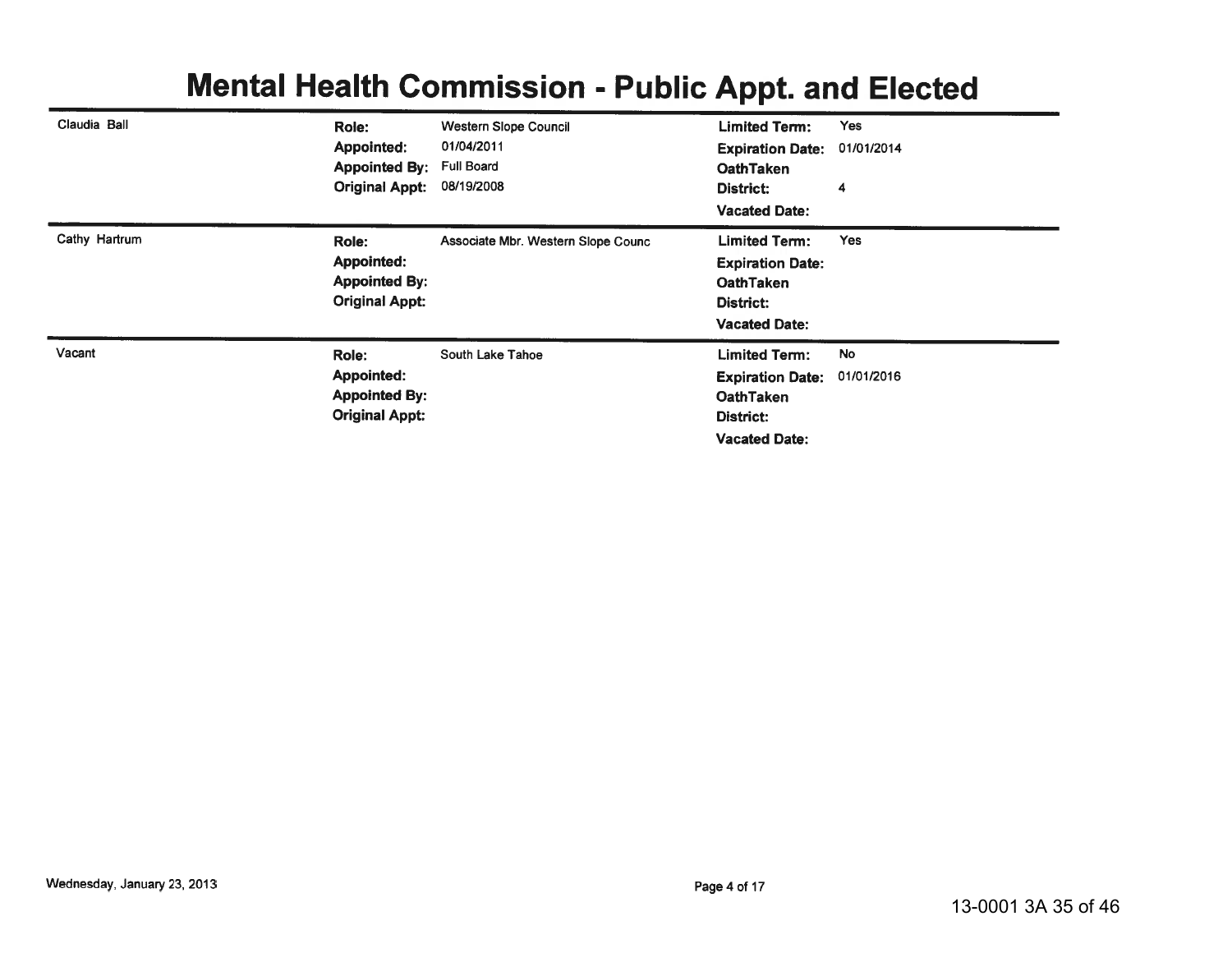# Mental Health Commission - Public Appt. and Elected

| Name | | | | |
|---|---|---|---|---|
| Claudia Ball | **Role:** | Western Slope Council | **Limited Term:** | Yes |
| | **Appointed:** | 01/04/2011 | **Expiration Date:** | 01/01/2014 |
| | **Appointed By:** | Full Board | **OathTaken** | |
| | **Original Appt:** | 08/19/2008 | **District:** | 4 |
| | | | **Vacated Date:** | |
| Cathy Hartrum | **Role:** | Associate Mbr. Western Slope Counc | **Limited Term:** | Yes |
| | **Appointed:** | | **Expiration Date:** | |
| | **Appointed By:** | | **OathTaken** | |
| | **Original Appt:** | | **District:** | |
| | | | **Vacated Date:** | |
| Vacant | **Role:** | South Lake Tahoe | **Limited Term:** | No |
| | **Appointed:** | | **Expiration Date:** | 01/01/2016 |
| | **Appointed By:** | | **OathTaken** | |
| | **Original Appt:** | | **District:** | |
| | | | **Vacated Date:** | |

Wednesday, January 23, 2013

13-0001 3A 35 of 46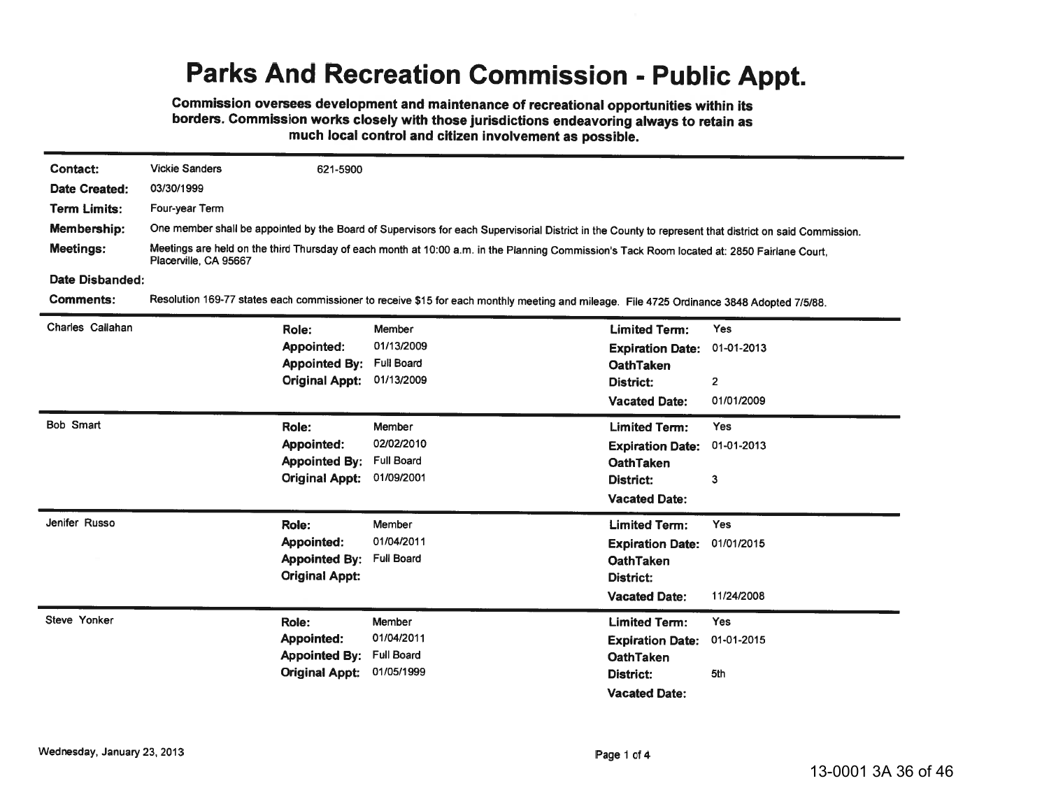# Parks And Recreation Commission - Public Appt.

**Commission oversees development and maintenance of recreational opportunities within its borders. Commission works closely with those jurisdictions endeavoring always to retain as much local control and citizen involvement as possible.**

| | |
|---|---|
| **Contact:** | Vickie Sanders 621-5900 |
| **Date Created:** | 03/30/1999 |
| **Term Limits:** | Four-year Term |
| **Membership:** | One member shall be appointed by the Board of Supervisors for each Supervisorial District in the County to represent that district on said Commission. |
| **Meetings:** | Meetings are held on the third Thursday of each month at 10:00 a.m. in the Planning Commission's Tack Room located at: 2850 Fairlane Court, Placerville, CA 95667 |
| **Date Disbanded:** | |
| **Comments:** | Resolution 169-77 states each commissioner to receive $15 for each monthly meeting and mileage. File 4725 Ordinance 3848 Adopted 7/5/88. |

| Name | Role | Appointed | Appointed By | Original Appt. | Limited Term | Expiration Date | OathTaken | District | Vacated Date |
|---|---|---|---|---|---|---|---|---|---|
| Charles Callahan | Member | 01/13/2009 | Full Board | 01/13/2009 | Yes | 01-01-2013 | | 2 | 01/01/2009 |
| Bob Smart | Member | 02/02/2010 | Full Board | 01/09/2001 | Yes | 01-01-2013 | | 3 | |
| Jenifer Russo | Member | 01/04/2011 | Full Board | | Yes | 01/01/2015 | | | 11/24/2008 |
| Steve Yonker | Member | 01/04/2011 | Full Board | 01/05/1999 | Yes | 01-01-2015 | | 5th | |

Wednesday, January 23, 2013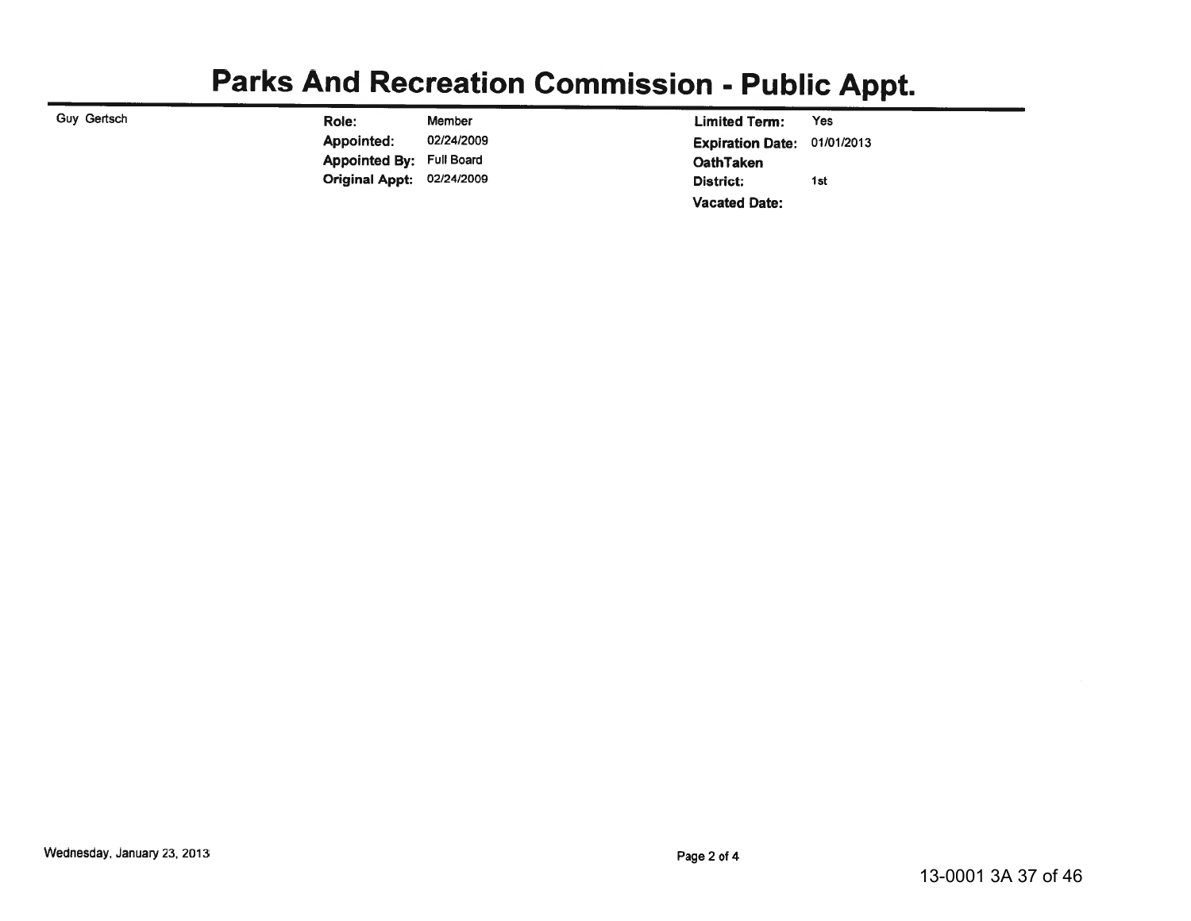# Parks And Recreation Commission - Public Appt.

| Name | | | | |
|---|---|---|---|---|
| Guy Gertsch | **Role:** | Member | **Limited Term:** | Yes |
| | **Appointed:** | 02/24/2009 | **Expiration Date:** | 01/01/2013 |
| | **Appointed By:** | Full Board | **OathTaken** | |
| | **Original Appt:** | 02/24/2009 | **District:** | 1st |
| | | | **Vacated Date:** | |

Wednesday, January 23, 2013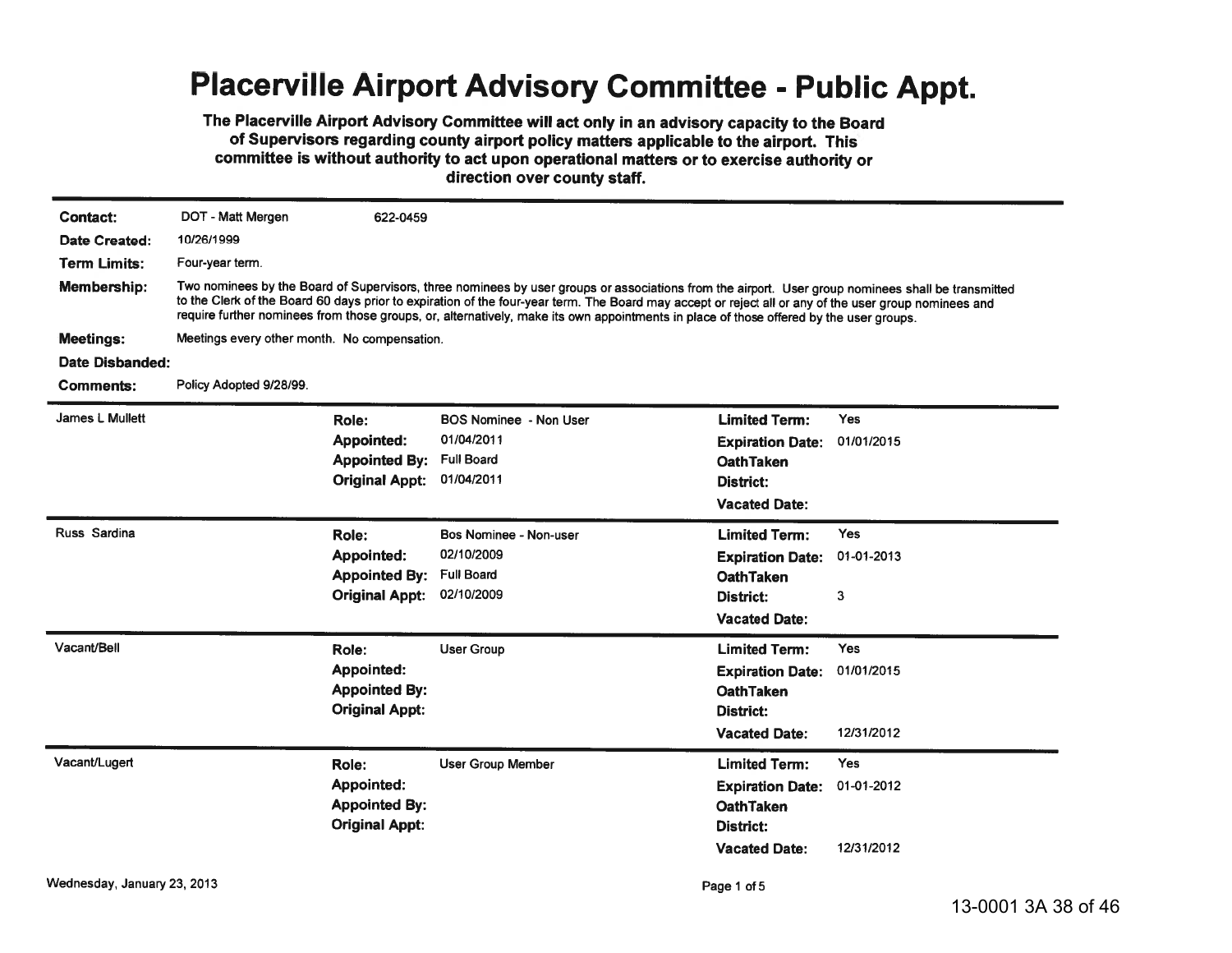# Placerville Airport Advisory Committee - Public Appt.

**The Placerville Airport Advisory Committee will act only in an advisory capacity to the Board of Supervisors regarding county airport policy matters applicable to the airport. This committee is without authority to act upon operational matters or to exercise authority or direction over county staff.**

**Contact:** DOT - Matt Mergen 622-0459

**Date Created:** 10/26/1999

**Term Limits:** Four-year term.

**Membership:** Two nominees by the Board of Supervisors, three nominees by user groups or associations from the airport. User group nominees shall be transmitted to the Clerk of the Board 60 days prior to expiration of the four-year term. The Board may accept or reject all or any of the user group nominees and require further nominees from those groups, or, alternatively, make its own appointments in place of those offered by the user groups.

**Meetings:** Meetings every other month. No compensation.

**Date Disbanded:**

**Comments:** Policy Adopted 9/28/99.

---

**James L Mullett**

| | | | |
|---|---|---|---|
| **Role:** | BOS Nominee - Non User | **Limited Term:** | Yes |
| **Appointed:** | 01/04/2011 | **Expiration Date:** | 01/01/2015 |
| **Appointed By:** | Full Board | **OathTaken** | |
| **Original Appt:** | 01/04/2011 | **District:** | |
| | | **Vacated Date:** | |

---

**Russ Sardina**

| | | | |
|---|---|---|---|
| **Role:** | Bos Nominee - Non-user | **Limited Term:** | Yes |
| **Appointed:** | 02/10/2009 | **Expiration Date:** | 01-01-2013 |
| **Appointed By:** | Full Board | **OathTaken** | |
| **Original Appt:** | 02/10/2009 | **District:** | 3 |
| | | **Vacated Date:** | |

---

**Vacant/Bell**

| | | | |
|---|---|---|---|
| **Role:** | User Group | **Limited Term:** | Yes |
| **Appointed:** | | **Expiration Date:** | 01/01/2015 |
| **Appointed By:** | | **OathTaken** | |
| **Original Appt:** | | **District:** | |
| | | **Vacated Date:** | 12/31/2012 |

---

**Vacant/Lugert**

| | | | |
|---|---|---|---|
| **Role:** | User Group Member | **Limited Term:** | Yes |
| **Appointed:** | | **Expiration Date:** | 01-01-2012 |
| **Appointed By:** | | **OathTaken** | |
| **Original Appt:** | | **District:** | |
| | | **Vacated Date:** | 12/31/2012 |

Wednesday, January 23, 2013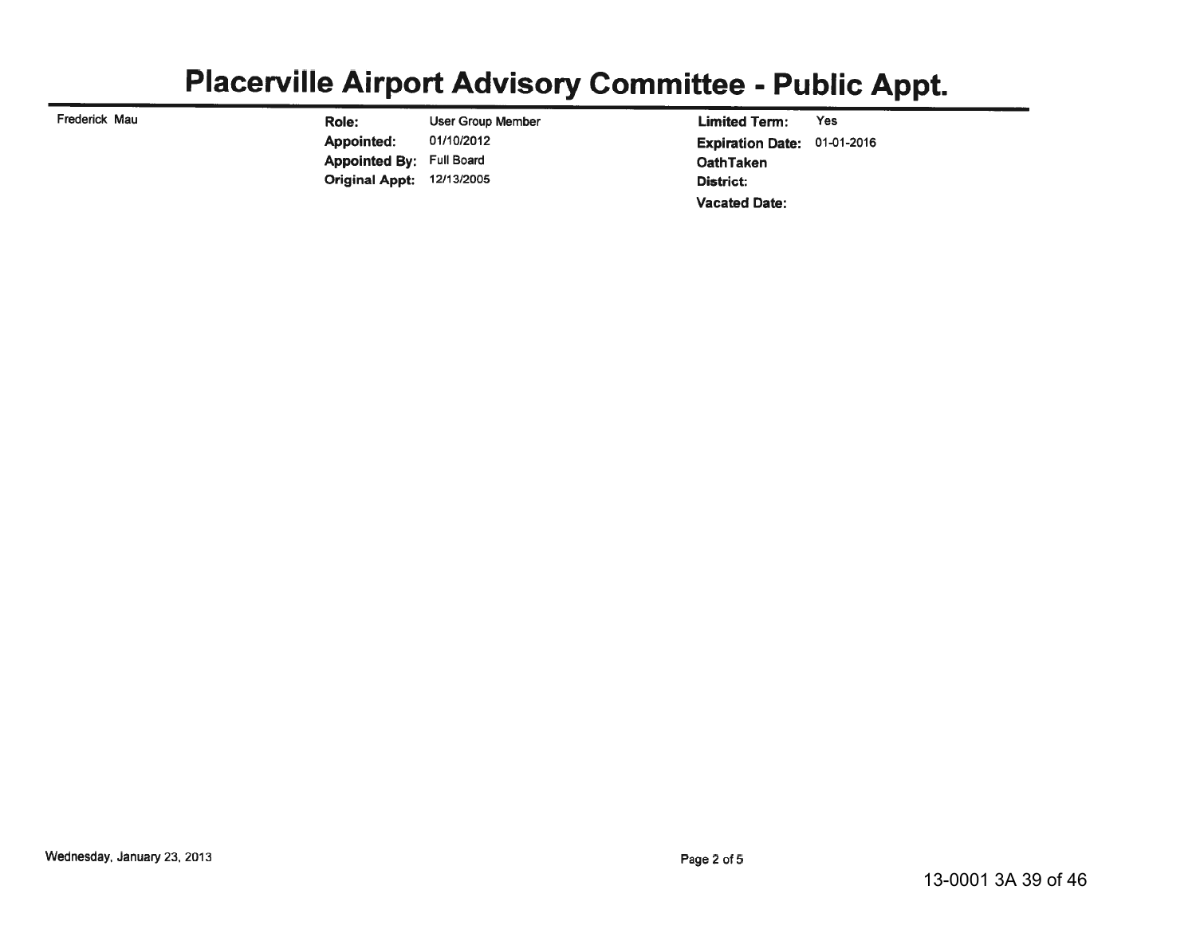# Placerville Airport Advisory Committee - Public Appt.

| Name | | | | |
|---|---|---|---|---|
| Frederick Mau | **Role:** | User Group Member | **Limited Term:** | Yes |
| | **Appointed:** | 01/10/2012 | **Expiration Date:** | 01-01-2016 |
| | **Appointed By:** | Full Board | **OathTaken** | |
| | **Original Appt:** | 12/13/2005 | **District:** | |
| | | | **Vacated Date:** | |

Wednesday, January 23, 2013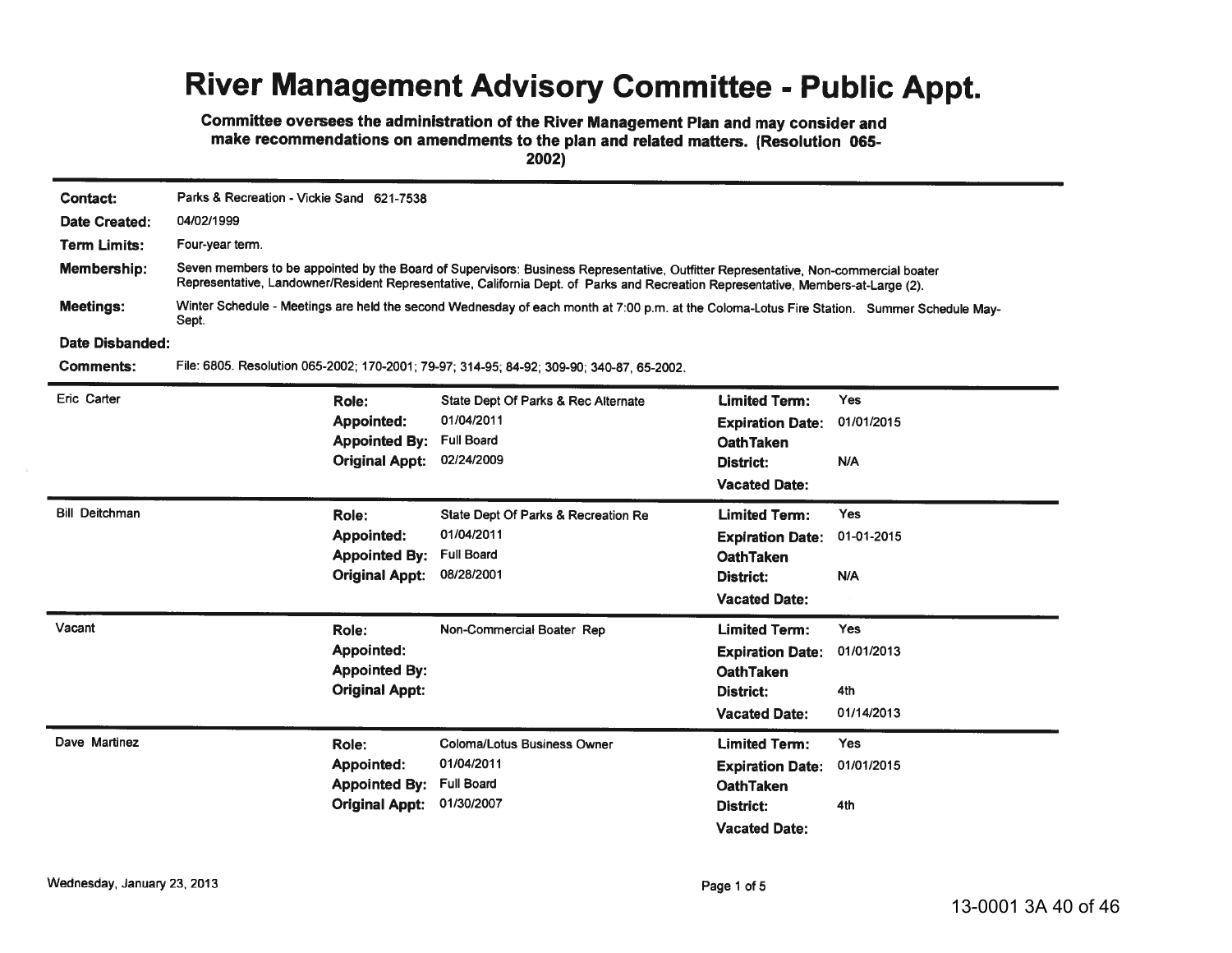# River Management Advisory Committee - Public Appt.

**Committee oversees the administration of the River Management Plan and may consider and make recommendations on amendments to the plan and related matters. (Resolution 065-2002)**

**Contact:** Parks & Recreation - Vickie Sand 621-7538

**Date Created:** 04/02/1999

**Term Limits:** Four-year term.

**Membership:** Seven members to be appointed by the Board of Supervisors: Business Representative, Outfitter Representative, Non-commercial boater Representative, Landowner/Resident Representative, California Dept. of Parks and Recreation Representative, Members-at-Large (2).

**Meetings:** Winter Schedule - Meetings are held the second Wednesday of each month at 7:00 p.m. at the Coloma-Lotus Fire Station. Summer Schedule May-Sept.

**Date Disbanded:**

**Comments:** File: 6805. Resolution 065-2002; 170-2001; 79-97; 314-95; 84-92; 309-90; 340-87, 65-2002.

---

**Eric Carter**

| | | | |
|---|---|---|---|
| **Role:** | State Dept Of Parks & Rec Alternate | **Limited Term:** | Yes |
| **Appointed:** | 01/04/2011 | **Expiration Date:** | 01/01/2015 |
| **Appointed By:** | Full Board | **OathTaken** | |
| **Original Appt:** | 02/24/2009 | **District:** | N/A |
| | | **Vacated Date:** | |

---

**Bill Deitchman**

| | | | |
|---|---|---|---|
| **Role:** | State Dept Of Parks & Recreation Re | **Limited Term:** | Yes |
| **Appointed:** | 01/04/2011 | **Expiration Date:** | 01-01-2015 |
| **Appointed By:** | Full Board | **OathTaken** | |
| **Original Appt:** | 08/28/2001 | **District:** | N/A |
| | | **Vacated Date:** | |

---

**Vacant**

| | | | |
|---|---|---|---|
| **Role:** | Non-Commercial Boater Rep | **Limited Term:** | Yes |
| **Appointed:** | | **Expiration Date:** | 01/01/2013 |
| **Appointed By:** | | **OathTaken** | |
| **Original Appt:** | | **District:** | 4th |
| | | **Vacated Date:** | 01/14/2013 |

---

**Dave Martinez**

| | | | |
|---|---|---|---|
| **Role:** | Coloma/Lotus Business Owner | **Limited Term:** | Yes |
| **Appointed:** | 01/04/2011 | **Expiration Date:** | 01/01/2015 |
| **Appointed By:** | Full Board | **OathTaken** | |
| **Original Appt:** | 01/30/2007 | **District:** | 4th |
| | | **Vacated Date:** | |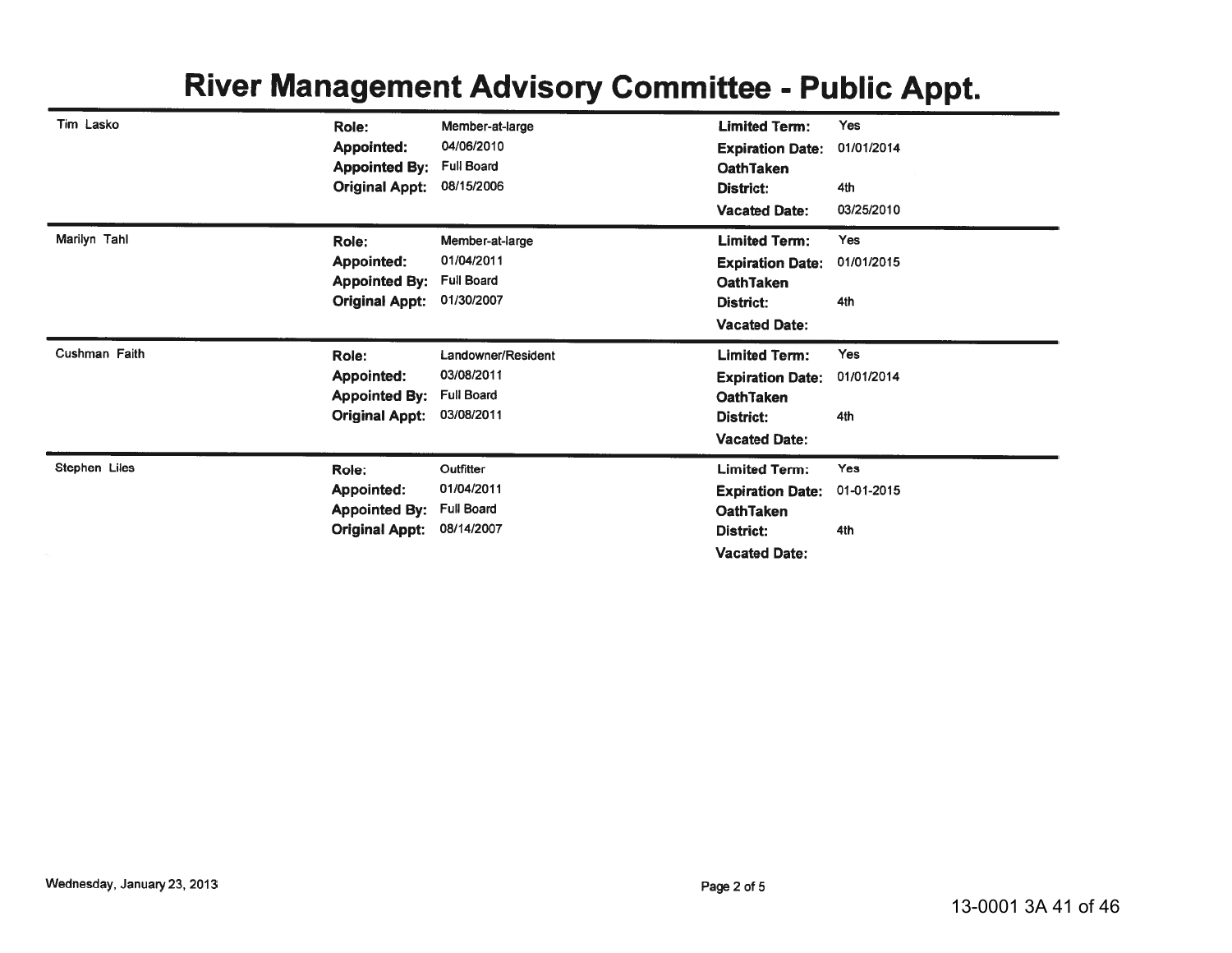# River Management Advisory Committee - Public Appt.

| Name | | | | |
|---|---|---|---|---|
| Tim Lasko | **Role:** | Member-at-large | **Limited Term:** | Yes |
| | **Appointed:** | 04/06/2010 | **Expiration Date:** | 01/01/2014 |
| | **Appointed By:** | Full Board | **OathTaken** | |
| | **Original Appt:** | 08/15/2006 | **District:** | 4th |
| | | | **Vacated Date:** | 03/25/2010 |
| Marilyn Tahl | **Role:** | Member-at-large | **Limited Term:** | Yes |
| | **Appointed:** | 01/04/2011 | **Expiration Date:** | 01/01/2015 |
| | **Appointed By:** | Full Board | **OathTaken** | |
| | **Original Appt:** | 01/30/2007 | **District:** | 4th |
| | | | **Vacated Date:** | |
| Cushman Faith | **Role:** | Landowner/Resident | **Limited Term:** | Yes |
| | **Appointed:** | 03/08/2011 | **Expiration Date:** | 01/01/2014 |
| | **Appointed By:** | Full Board | **OathTaken** | |
| | **Original Appt:** | 03/08/2011 | **District:** | 4th |
| | | | **Vacated Date:** | |
| Stephen Liles | **Role:** | Outfitter | **Limited Term:** | Yes |
| | **Appointed:** | 01/04/2011 | **Expiration Date:** | 01-01-2015 |
| | **Appointed By:** | Full Board | **OathTaken** | |
| | **Original Appt:** | 08/14/2007 | **District:** | 4th |
| | | | **Vacated Date:** | |

Wednesday, January 23, 2013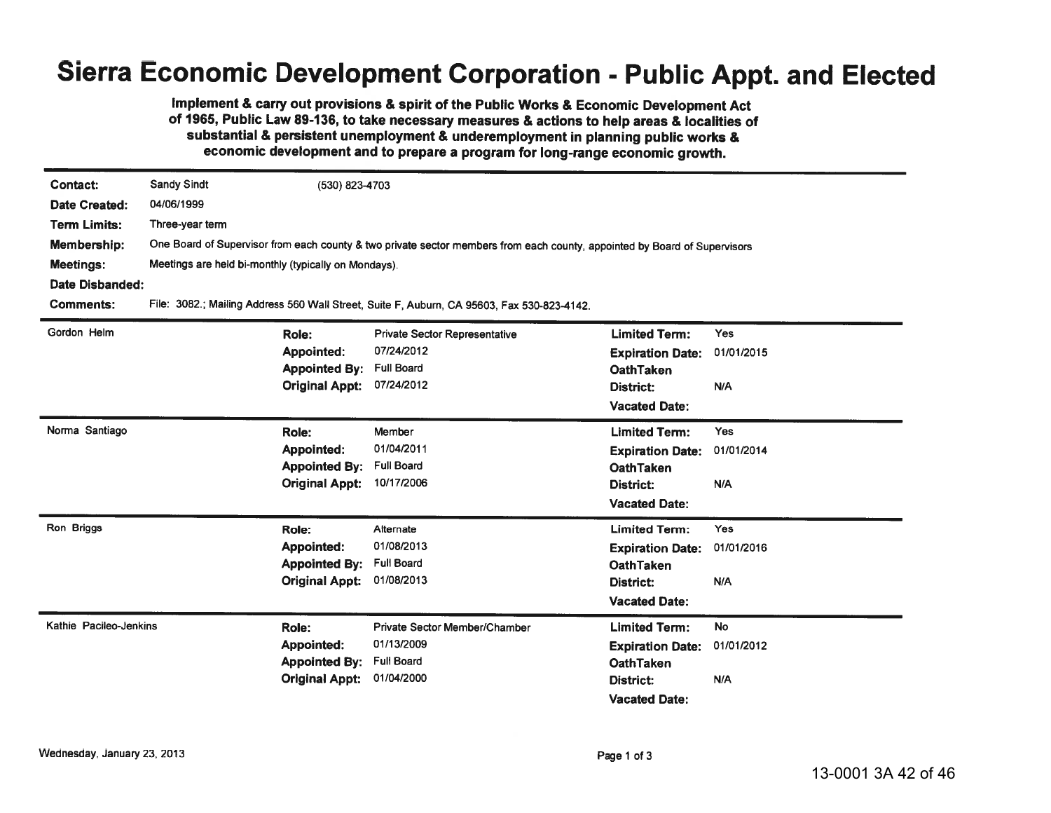# Sierra Economic Development Corporation - Public Appt. and Elected

**Implement & carry out provisions & spirit of the Public Works & Economic Development Act of 1965, Public Law 89-136, to take necessary measures & actions to help areas & localities of substantial & persistent unemployment & underemployment in planning public works & economic development and to prepare a program for long-range economic growth.**

**Contact:** Sandy Sindt (530) 823-4703
**Date Created:** 04/06/1999
**Term Limits:** Three-year term
**Membership:** One Board of Supervisor from each county & two private sector members from each county, appointed by Board of Supervisors
**Meetings:** Meetings are held bi-monthly (typically on Mondays).
**Date Disbanded:**
**Comments:** File: 3082.; Mailing Address 560 Wall Street, Suite F, Auburn, CA 95603, Fax 530-823-4142.

---

**Gordon Helm**

| | | | |
|---|---|---|---|
| **Role:** | Private Sector Representative | **Limited Term:** | Yes |
| **Appointed:** | 07/24/2012 | **Expiration Date:** | 01/01/2015 |
| **Appointed By:** | Full Board | **OathTaken** | |
| **Original Appt:** | 07/24/2012 | **District:** | N/A |
| | | **Vacated Date:** | |

---

**Norma Santiago**

| | | | |
|---|---|---|---|
| **Role:** | Member | **Limited Term:** | Yes |
| **Appointed:** | 01/04/2011 | **Expiration Date:** | 01/01/2014 |
| **Appointed By:** | Full Board | **OathTaken** | |
| **Original Appt:** | 10/17/2006 | **District:** | N/A |
| | | **Vacated Date:** | |

---

**Ron Briggs**

| | | | |
|---|---|---|---|
| **Role:** | Alternate | **Limited Term:** | Yes |
| **Appointed:** | 01/08/2013 | **Expiration Date:** | 01/01/2016 |
| **Appointed By:** | Full Board | **OathTaken** | |
| **Original Appt:** | 01/08/2013 | **District:** | N/A |
| | | **Vacated Date:** | |

---

**Kathie Pacileo-Jenkins**

| | | | |
|---|---|---|---|
| **Role:** | Private Sector Member/Chamber | **Limited Term:** | No |
| **Appointed:** | 01/13/2009 | **Expiration Date:** | 01/01/2012 |
| **Appointed By:** | Full Board | **OathTaken** | |
| **Original Appt:** | 01/04/2000 | **District:** | N/A |
| | | **Vacated Date:** | |

Wednesday, January 23, 2013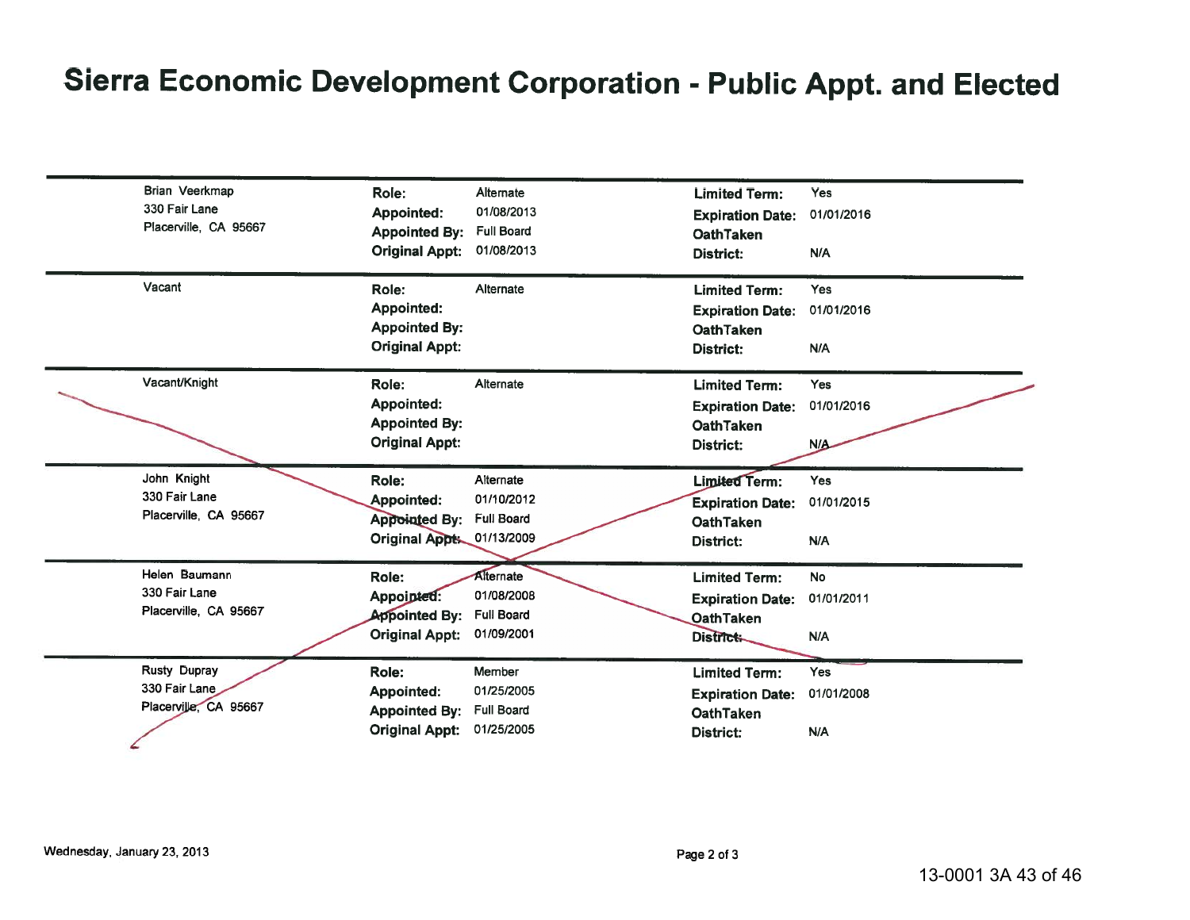# Sierra Economic Development Corporation - Public Appt. and Elected

| Name / Address | | | | |
|---|---|---|---|---|
| Brian Veerkmap<br>330 Fair Lane<br>Placerville, CA 95667 | **Role:** Alternate<br>**Appointed:** 01/08/2013<br>**Appointed By:** Full Board<br>**Original Appt:** 01/08/2013 | **Limited Term:** Yes<br>**Expiration Date:** 01/01/2016<br>**OathTaken**<br>**District:** N/A |
| Vacant | **Role:** Alternate<br>**Appointed:**<br>**Appointed By:**<br>**Original Appt:** | **Limited Term:** Yes<br>**Expiration Date:** 01/01/2016<br>**OathTaken**<br>**District:** N/A |
| Vacant/Knight | **Role:** Alternate<br>**Appointed:**<br>**Appointed By:**<br>**Original Appt:** | **Limited Term:** Yes<br>**Expiration Date:** 01/01/2016<br>**OathTaken**<br>**District:** N/A |
| John Knight<br>330 Fair Lane<br>Placerville, CA 95667 | **Role:** Alternate<br>**Appointed:** 01/10/2012<br>**Appointed By:** Full Board<br>**Original Appt:** 01/13/2009 | **Limited Term:** Yes<br>**Expiration Date:** 01/01/2015<br>**OathTaken**<br>**District:** N/A |
| Helen Baumann<br>330 Fair Lane<br>Placerville, CA 95667 | **Role:** Alternate<br>**Appointed:** 01/08/2008<br>**Appointed By:** Full Board<br>**Original Appt:** 01/09/2001 | **Limited Term:** No<br>**Expiration Date:** 01/01/2011<br>**OathTaken**<br>**District:** N/A |
| Rusty Dupray<br>330 Fair Lane<br>Placerville, CA 95667 | **Role:** Member<br>**Appointed:** 01/25/2005<br>**Appointed By:** Full Board<br>**Original Appt:** 01/25/2005 | **Limited Term:** Yes<br>**Expiration Date:** 01/01/2008<br>**OathTaken**<br>**District:** N/A |

Wednesday, January 23, 2013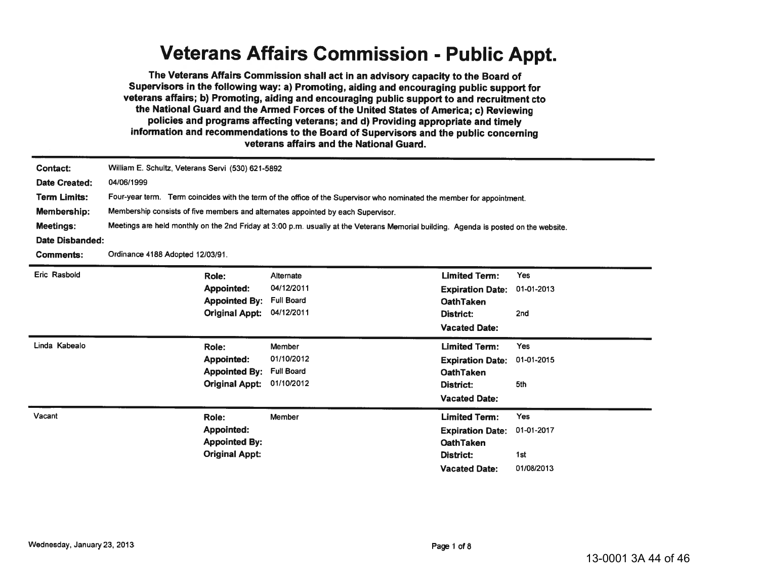# Veterans Affairs Commission - Public Appt.

**The Veterans Affairs Commission shall act in an advisory capacity to the Board of Supervisors in the following way: a) Promoting, aiding and encouraging public support for veterans affairs; b) Promoting, aiding and encouraging public support to and recruitment cto the National Guard and the Armed Forces of the United States of America; c) Reviewing policies and programs affecting veterans; and d) Providing appropriate and timely information and recommendations to the Board of Supervisors and the public concerning veterans affairs and the National Guard.**

---

**Contact:** William E. Schultz, Veterans Servi (530) 621-5892

**Date Created:** 04/06/1999

**Term Limits:** Four-year term. Term coincides with the term of the office of the Supervisor who nominated the member for appointment.

**Membership:** Membership consists of five members and alternates appointed by each Supervisor.

**Meetings:** Meetings are held monthly on the 2nd Friday at 3:00 p.m. usually at the Veterans Memorial building. Agenda is posted on the website.

**Date Disbanded:**

**Comments:** Ordinance 4188 Adopted 12/03/91.

---

**Eric Rasbold**

| | | | |
|---|---|---|---|
| **Role:** | Alternate | **Limited Term:** | Yes |
| **Appointed:** | 04/12/2011 | **Expiration Date:** | 01-01-2013 |
| **Appointed By:** | Full Board | **OathTaken** | |
| **Original Appt:** | 04/12/2011 | **District:** | 2nd |
| | | **Vacated Date:** | |

---

**Linda Kabealo**

| | | | |
|---|---|---|---|
| **Role:** | Member | **Limited Term:** | Yes |
| **Appointed:** | 01/10/2012 | **Expiration Date:** | 01-01-2015 |
| **Appointed By:** | Full Board | **OathTaken** | |
| **Original Appt:** | 01/10/2012 | **District:** | 5th |
| | | **Vacated Date:** | |

---

**Vacant**

| | | | |
|---|---|---|---|
| **Role:** | Member | **Limited Term:** | Yes |
| **Appointed:** | | **Expiration Date:** | 01-01-2017 |
| **Appointed By:** | | **OathTaken** | |
| **Original Appt:** | | **District:** | 1st |
| | | **Vacated Date:** | 01/08/2013 |

Wednesday, January 23, 2013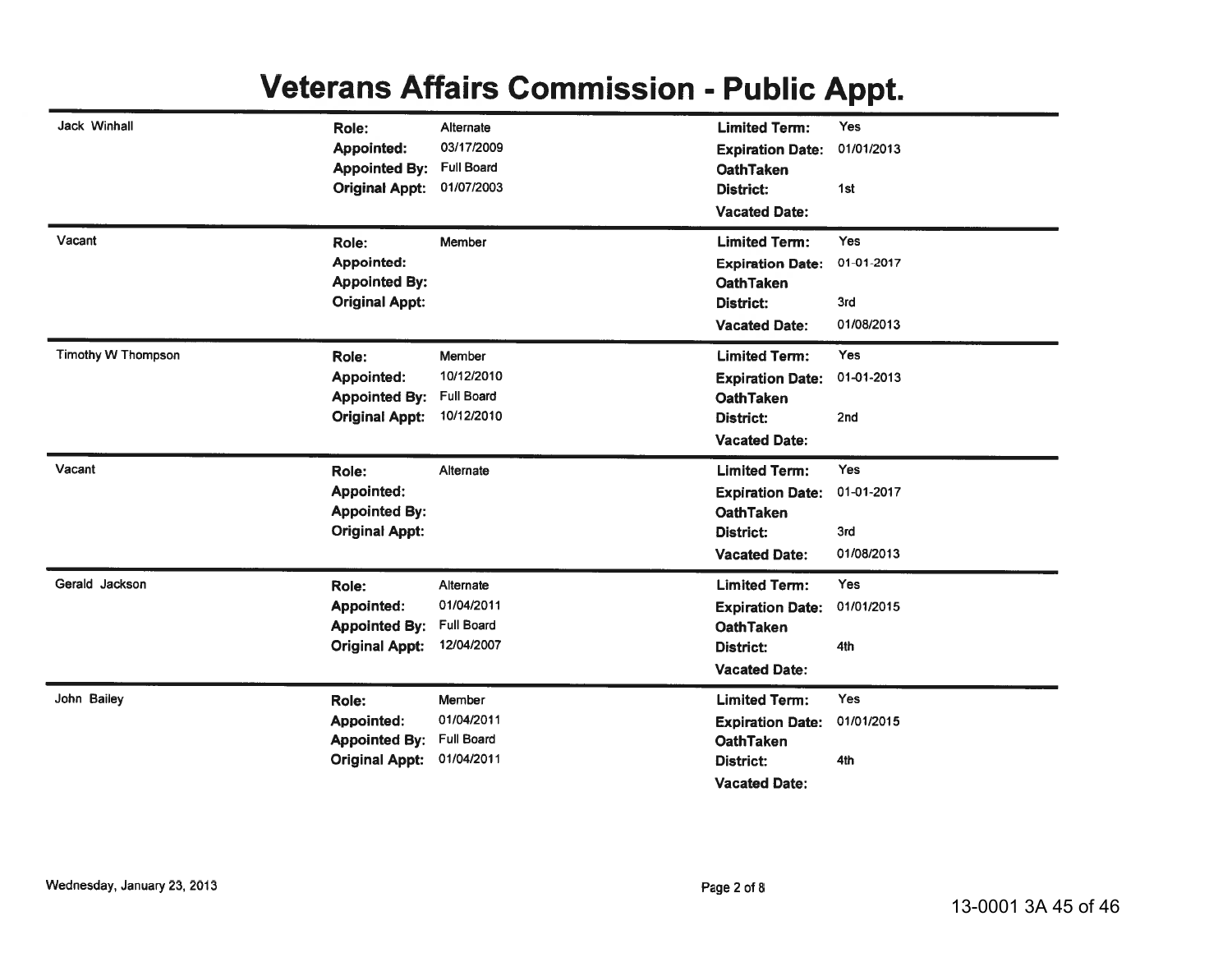# Veterans Affairs Commission - Public Appt.

| Name | Role | Appointed | Appointed By | Original Appt | Limited Term | Expiration Date | OathTaken | District | Vacated Date |
|---|---|---|---|---|---|---|---|---|---|
| Jack Winhall | Alternate | 03/17/2009 | Full Board | 01/07/2003 | Yes | 01/01/2013 | | 1st | |
| Vacant | Member | | | | Yes | 01-01-2017 | | 3rd | 01/08/2013 |
| Timothy W Thompson | Member | 10/12/2010 | Full Board | 10/12/2010 | Yes | 01-01-2013 | | 2nd | |
| Vacant | Alternate | | | | Yes | 01-01-2017 | | 3rd | 01/08/2013 |
| Gerald Jackson | Alternate | 01/04/2011 | Full Board | 12/04/2007 | Yes | 01/01/2015 | | 4th | |
| John Bailey | Member | 01/04/2011 | Full Board | 01/04/2011 | Yes | 01/01/2015 | | 4th | |

Wednesday, January 23, 2013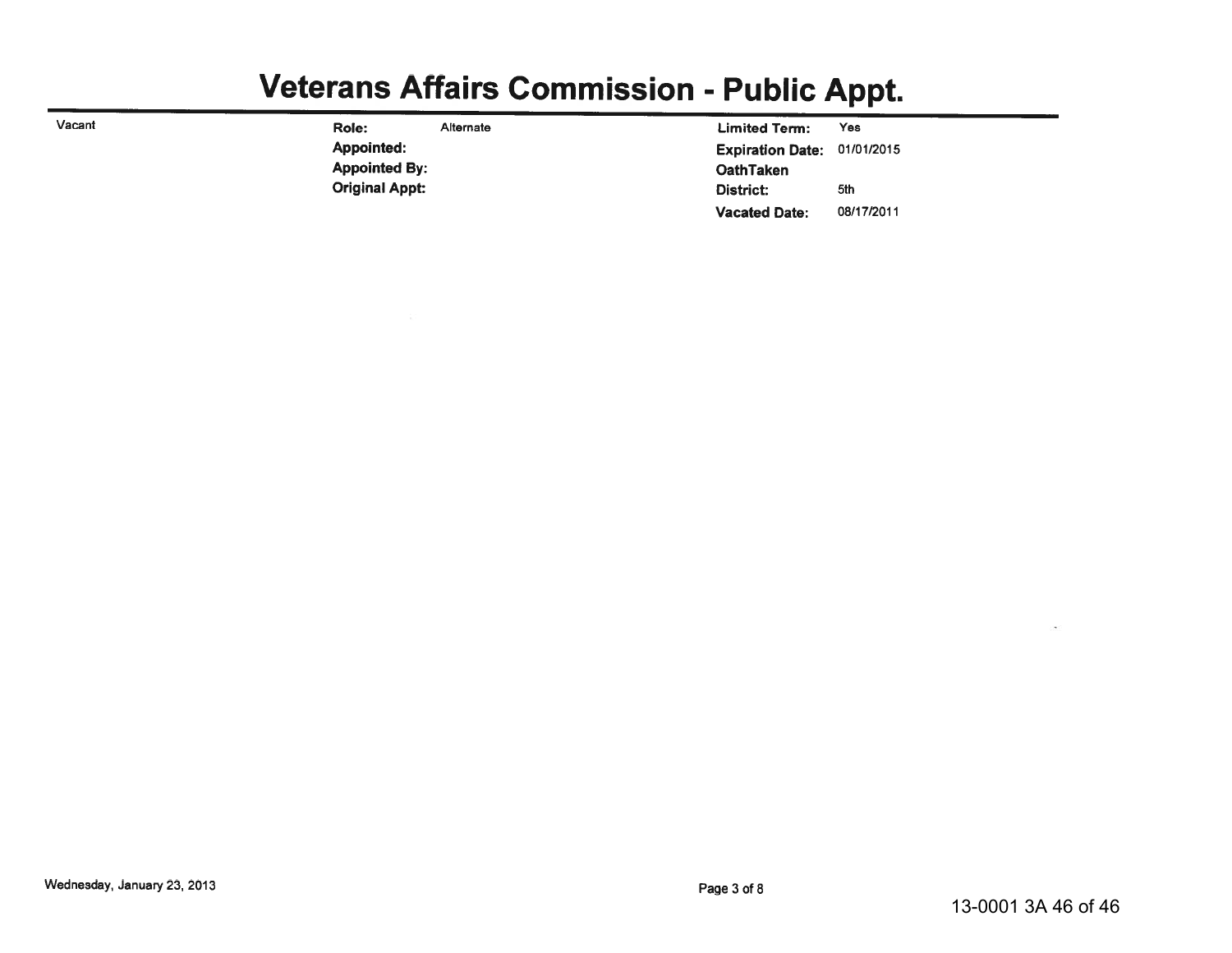# Veterans Affairs Commission - Public Appt.

Vacant

| | | | |
|---|---|---|---|
| **Role:** | Alternate | **Limited Term:** | Yes |
| **Appointed:** | | **Expiration Date:** | 01/01/2015 |
| **Appointed By:** | | **OathTaken** | |
| **Original Appt:** | | **District:** | 5th |
| | | **Vacated Date:** | 08/17/2011 |

Wednesday, January 23, 2013